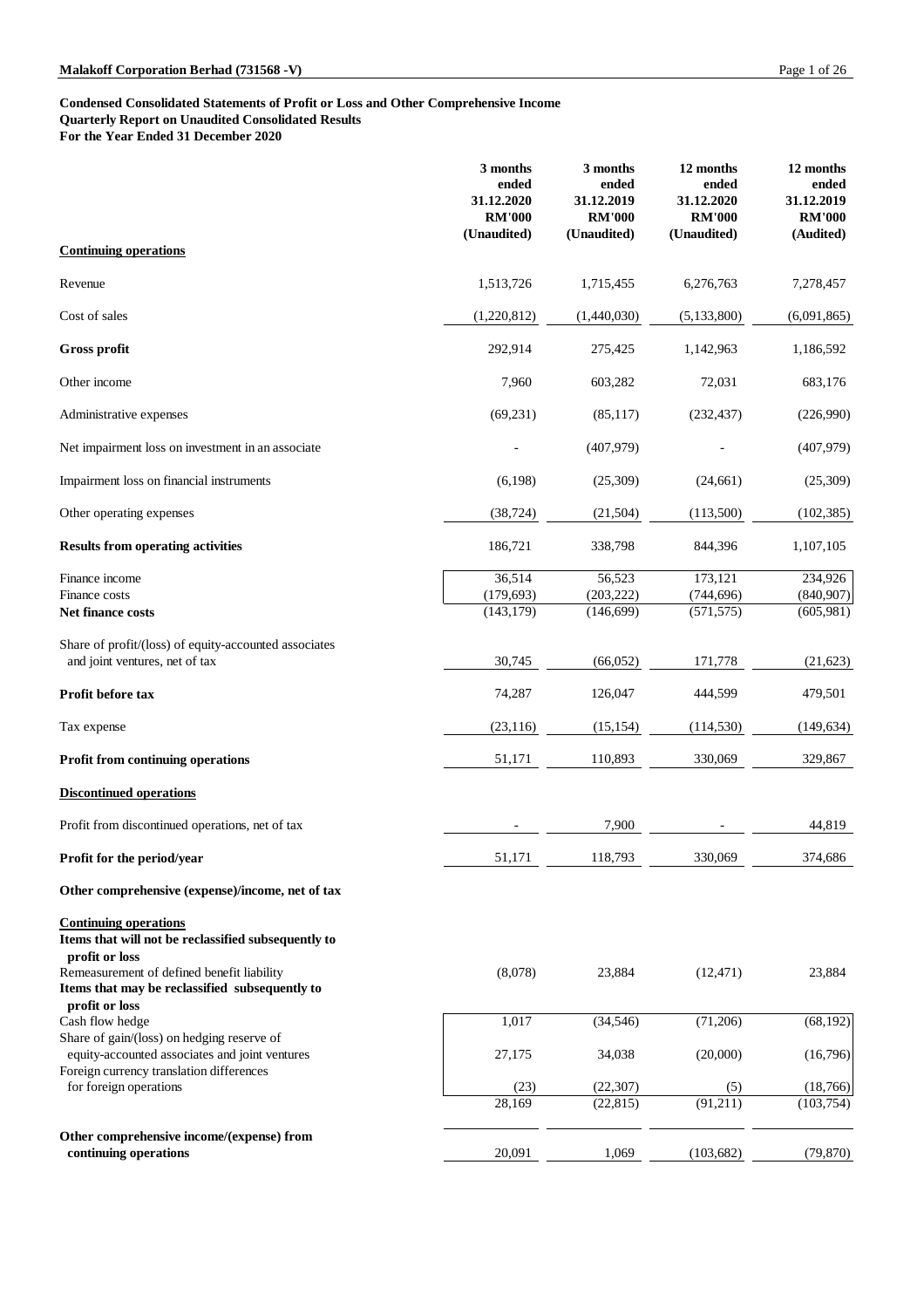**Condensed Consolidated Statements of Profit or Loss and Other Comprehensive Income**
**Quarterly Report on Unaudited Consolidated Results**
**For the Year Ended 31 December 2020**

| | 3 months ended 31.12.2020 RM'000 (Unaudited) | 3 months ended 31.12.2019 RM'000 (Unaudited) | 12 months ended 31.12.2020 RM'000 (Unaudited) | 12 months ended 31.12.2019 RM'000 (Audited) |
|---|---|---|---|---|
| **Continuing operations** | | | | |
| Revenue | 1,513,726 | 1,715,455 | 6,276,763 | 7,278,457 |
| Cost of sales | (1,220,812) | (1,440,030) | (5,133,800) | (6,091,865) |
| **Gross profit** | 292,914 | 275,425 | 1,142,963 | 1,186,592 |
| Other income | 7,960 | 603,282 | 72,031 | 683,176 |
| Administrative expenses | (69,231) | (85,117) | (232,437) | (226,990) |
| Net impairment loss on investment in an associate | - | (407,979) | - | (407,979) |
| Impairment loss on financial instruments | (6,198) | (25,309) | (24,661) | (25,309) |
| Other operating expenses | (38,724) | (21,504) | (113,500) | (102,385) |
| **Results from operating activities** | 186,721 | 338,798 | 844,396 | 1,107,105 |
| Finance income | 36,514 | 56,523 | 173,121 | 234,926 |
| Finance costs | (179,693) | (203,222) | (744,696) | (840,907) |
| **Net finance costs** | (143,179) | (146,699) | (571,575) | (605,981) |
| Share of profit/(loss) of equity-accounted associates and joint ventures, net of tax | 30,745 | (66,052) | 171,778 | (21,623) |
| **Profit before tax** | 74,287 | 126,047 | 444,599 | 479,501 |
| Tax expense | (23,116) | (15,154) | (114,530) | (149,634) |
| **Profit from continuing operations** | 51,171 | 110,893 | 330,069 | 329,867 |
| **Discontinued operations** | | | | |
| Profit from discontinued operations, net of tax | - | 7,900 | - | 44,819 |
| **Profit for the period/year** | 51,171 | 118,793 | 330,069 | 374,686 |
| **Other comprehensive (expense)/income, net of tax** | | | | |
| **Continuing operations** | | | | |
| **Items that will not be reclassified subsequently to profit or loss** | | | | |
| Remeasurement of defined benefit liability | (8,078) | 23,884 | (12,471) | 23,884 |
| **Items that may be reclassified subsequently to profit or loss** | | | | |
| Cash flow hedge | 1,017 | (34,546) | (71,206) | (68,192) |
| Share of gain/(loss) on hedging reserve of equity-accounted associates and joint ventures | 27,175 | 34,038 | (20,000) | (16,796) |
| Foreign currency translation differences for foreign operations | (23) | (22,307) | (5) | (18,766) |
| | 28,169 | (22,815) | (91,211) | (103,754) |
| **Other comprehensive income/(expense) from continuing operations** | 20,091 | 1,069 | (103,682) | (79,870) |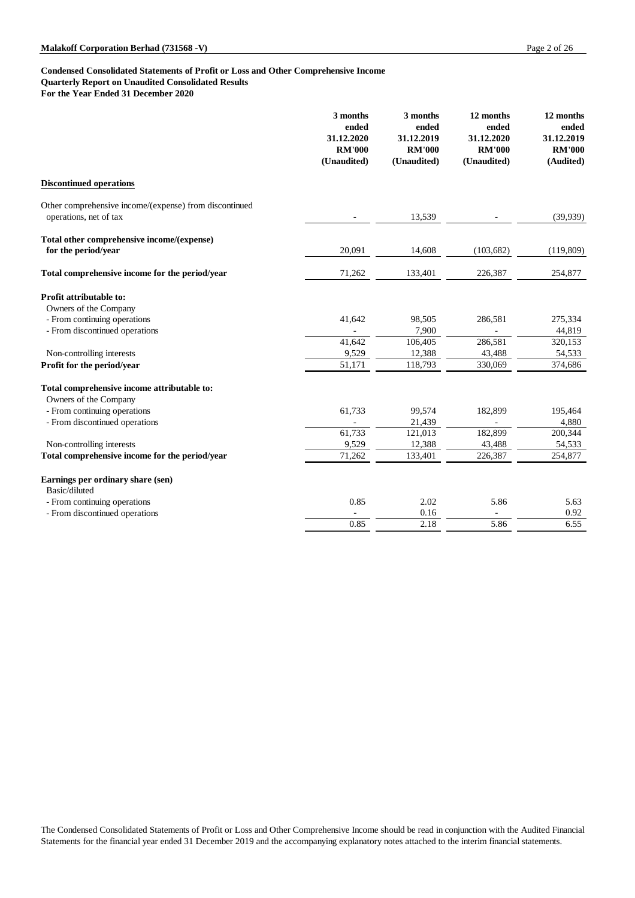**Condensed Consolidated Statements of Profit or Loss and Other Comprehensive Income**
**Quarterly Report on Unaudited Consolidated Results**
**For the Year Ended 31 December 2020**

| | 3 months ended 31.12.2020 RM'000 (Unaudited) | 3 months ended 31.12.2019 RM'000 (Unaudited) | 12 months ended 31.12.2020 RM'000 (Unaudited) | 12 months ended 31.12.2019 RM'000 (Audited) |
|---|---|---|---|---|
| **Discontinued operations** | | | | |
| Other comprehensive income/(expense) from discontinued operations, net of tax | - | 13,539 | - | (39,939) |
| **Total other comprehensive income/(expense) for the period/year** | 20,091 | 14,608 | (103,682) | (119,809) |
| **Total comprehensive income for the period/year** | 71,262 | 133,401 | 226,387 | 254,877 |
| **Profit attributable to:** | | | | |
| Owners of the Company | | | | |
| - From continuing operations | 41,642 | 98,505 | 286,581 | 275,334 |
| - From discontinued operations | - | 7,900 | - | 44,819 |
| | 41,642 | 106,405 | 286,581 | 320,153 |
| Non-controlling interests | 9,529 | 12,388 | 43,488 | 54,533 |
| **Profit for the period/year** | 51,171 | 118,793 | 330,069 | 374,686 |
| **Total comprehensive income attributable to:** | | | | |
| Owners of the Company | | | | |
| - From continuing operations | 61,733 | 99,574 | 182,899 | 195,464 |
| - From discontinued operations | - | 21,439 | - | 4,880 |
| | 61,733 | 121,013 | 182,899 | 200,344 |
| Non-controlling interests | 9,529 | 12,388 | 43,488 | 54,533 |
| **Total comprehensive income for the period/year** | 71,262 | 133,401 | 226,387 | 254,877 |
| **Earnings per ordinary share (sen)** | | | | |
| Basic/diluted | | | | |
| - From continuing operations | 0.85 | 2.02 | 5.86 | 5.63 |
| - From discontinued operations | - | 0.16 | - | 0.92 |
| | 0.85 | 2.18 | 5.86 | 6.55 |

The Condensed Consolidated Statements of Profit or Loss and Other Comprehensive Income should be read in conjunction with the Audited Financial Statements for the financial year ended 31 December 2019 and the accompanying explanatory notes attached to the interim financial statements.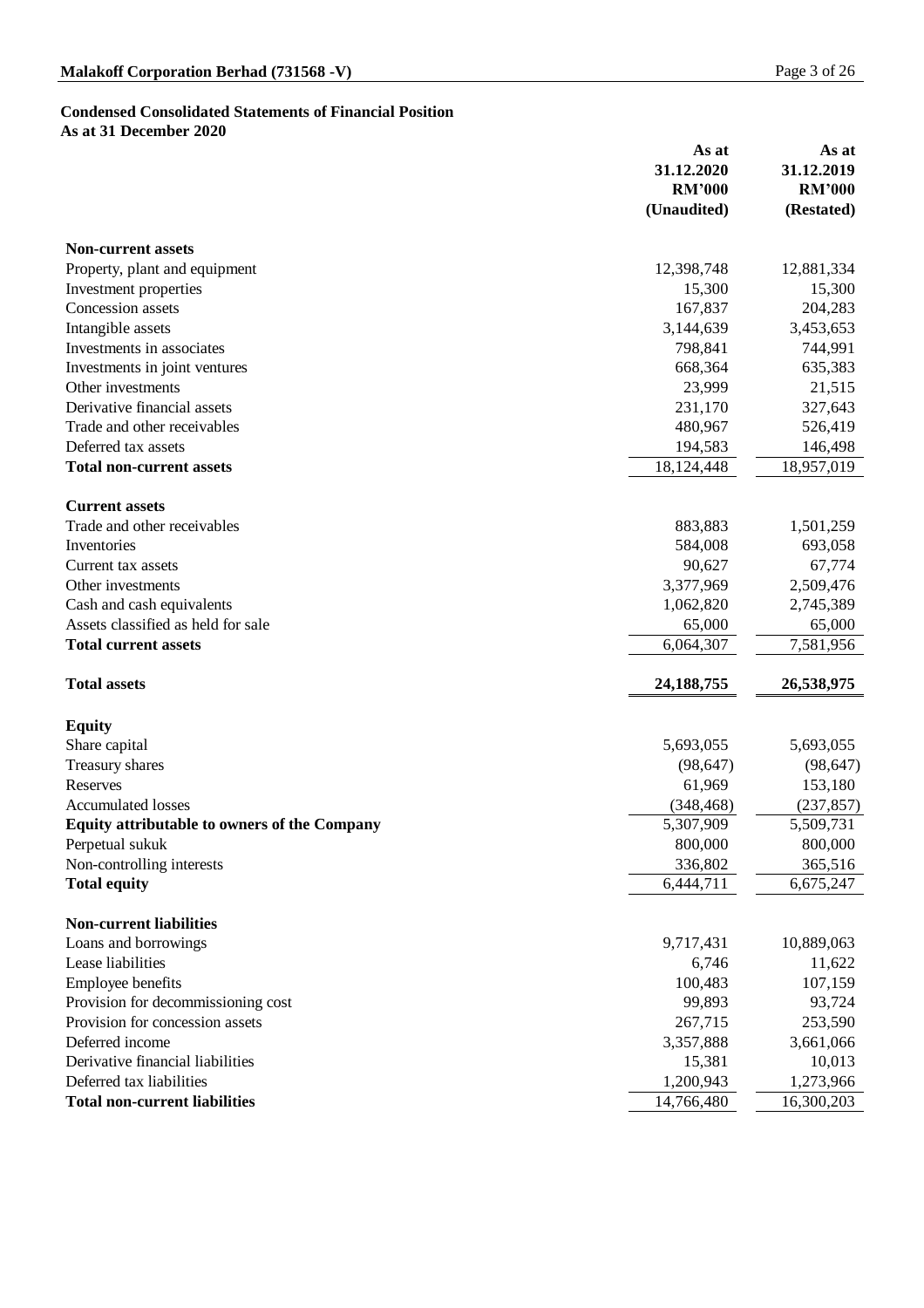**Condensed Consolidated Statements of Financial Position**
**As at 31 December 2020**

| | As at 31.12.2020 RM'000 (Unaudited) | As at 31.12.2019 RM'000 (Restated) |
|---|---|---|
| **Non-current assets** | | |
| Property, plant and equipment | 12,398,748 | 12,881,334 |
| Investment properties | 15,300 | 15,300 |
| Concession assets | 167,837 | 204,283 |
| Intangible assets | 3,144,639 | 3,453,653 |
| Investments in associates | 798,841 | 744,991 |
| Investments in joint ventures | 668,364 | 635,383 |
| Other investments | 23,999 | 21,515 |
| Derivative financial assets | 231,170 | 327,643 |
| Trade and other receivables | 480,967 | 526,419 |
| Deferred tax assets | 194,583 | 146,498 |
| **Total non-current assets** | 18,124,448 | 18,957,019 |
| **Current assets** | | |
| Trade and other receivables | 883,883 | 1,501,259 |
| Inventories | 584,008 | 693,058 |
| Current tax assets | 90,627 | 67,774 |
| Other investments | 3,377,969 | 2,509,476 |
| Cash and cash equivalents | 1,062,820 | 2,745,389 |
| Assets classified as held for sale | 65,000 | 65,000 |
| **Total current assets** | 6,064,307 | 7,581,956 |
| **Total assets** | **24,188,755** | **26,538,975** |
| **Equity** | | |
| Share capital | 5,693,055 | 5,693,055 |
| Treasury shares | (98,647) | (98,647) |
| Reserves | 61,969 | 153,180 |
| Accumulated losses | (348,468) | (237,857) |
| **Equity attributable to owners of the Company** | 5,307,909 | 5,509,731 |
| Perpetual sukuk | 800,000 | 800,000 |
| Non-controlling interests | 336,802 | 365,516 |
| **Total equity** | 6,444,711 | 6,675,247 |
| **Non-current liabilities** | | |
| Loans and borrowings | 9,717,431 | 10,889,063 |
| Lease liabilities | 6,746 | 11,622 |
| Employee benefits | 100,483 | 107,159 |
| Provision for decommissioning cost | 99,893 | 93,724 |
| Provision for concession assets | 267,715 | 253,590 |
| Deferred income | 3,357,888 | 3,661,066 |
| Derivative financial liabilities | 15,381 | 10,013 |
| Deferred tax liabilities | 1,200,943 | 1,273,966 |
| **Total non-current liabilities** | 14,766,480 | 16,300,203 |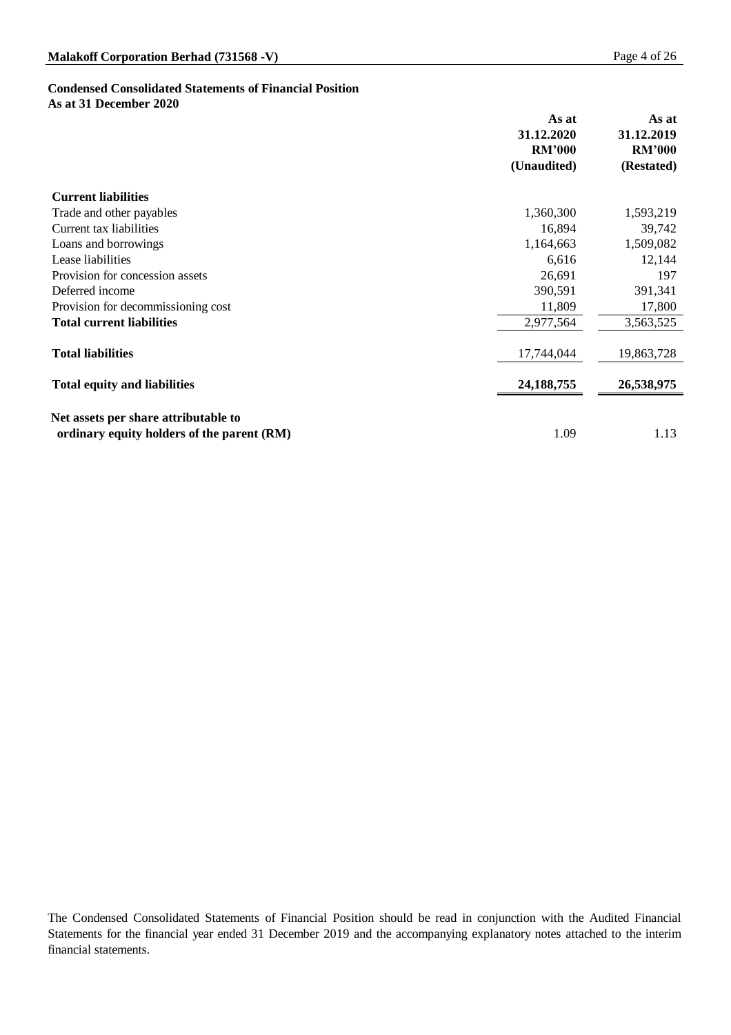## Condensed Consolidated Statements of Financial Position
**As at 31 December 2020**

| | As at 31.12.2020 RM'000 (Unaudited) | As at 31.12.2019 RM'000 (Restated) |
|---|---|---|
| **Current liabilities** | | |
| Trade and other payables | 1,360,300 | 1,593,219 |
| Current tax liabilities | 16,894 | 39,742 |
| Loans and borrowings | 1,164,663 | 1,509,082 |
| Lease liabilities | 6,616 | 12,144 |
| Provision for concession assets | 26,691 | 197 |
| Deferred income | 390,591 | 391,341 |
| Provision for decommissioning cost | 11,809 | 17,800 |
| **Total current liabilities** | 2,977,564 | 3,563,525 |
| **Total liabilities** | 17,744,044 | 19,863,728 |
| **Total equity and liabilities** | **24,188,755** | **26,538,975** |
| **Net assets per share attributable to ordinary equity holders of the parent (RM)** | 1.09 | 1.13 |

The Condensed Consolidated Statements of Financial Position should be read in conjunction with the Audited Financial Statements for the financial year ended 31 December 2019 and the accompanying explanatory notes attached to the interim financial statements.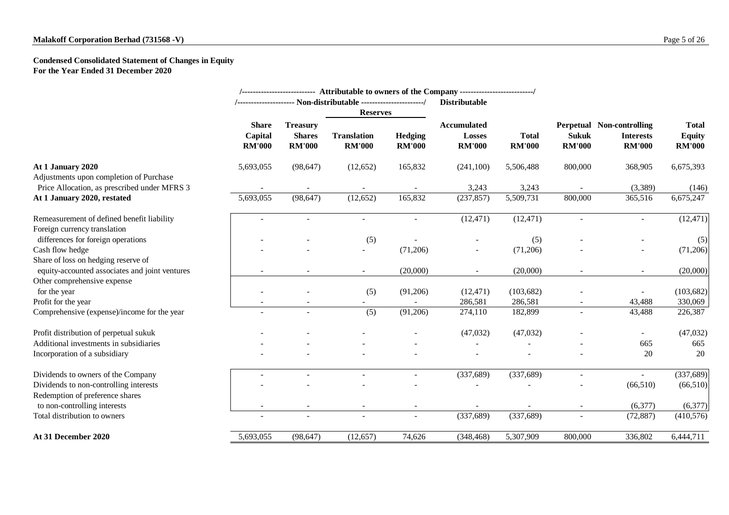## Condensed Consolidated Statement of Changes in Equity
**For the Year Ended 31 December 2020**

| | Attributable to owners of the Company | | | | | | | | |
|---|---|---|---|---|---|---|---|---|---|
| | Non-distributable | | | | Distributable | | | | |
| | | | Reserves | | | | | | |
| | Share Capital RM'000 | Treasury Shares RM'000 | Translation RM'000 | Hedging RM'000 | Accumulated Losses RM'000 | Total RM'000 | Perpetual Sukuk RM'000 | Non-controlling Interests RM'000 | Total Equity RM'000 |
| **At 1 January 2020** | 5,693,055 | (98,647) | (12,652) | 165,832 | (241,100) | 5,506,488 | 800,000 | 368,905 | 6,675,393 |
| Adjustments upon completion of Purchase Price Allocation, as prescribed under MFRS 3 | - | - | - | - | 3,243 | 3,243 | - | (3,389) | (146) |
| **At 1 January 2020, restated** | 5,693,055 | (98,647) | (12,652) | 165,832 | (237,857) | 5,509,731 | 800,000 | 365,516 | 6,675,247 |
| Remeasurement of defined benefit liability | - | - | - | - | (12,471) | (12,471) | - | - | (12,471) |
| Foreign currency translation differences for foreign operations | - | - | (5) | - | - | (5) | - | - | (5) |
| Cash flow hedge | - | - | - | (71,206) | - | (71,206) | - | - | (71,206) |
| Share of loss on hedging reserve of equity-accounted associates and joint ventures | - | - | - | (20,000) | - | (20,000) | - | - | (20,000) |
| Other comprehensive expense for the year | - | - | (5) | (91,206) | (12,471) | (103,682) | - | - | (103,682) |
| Profit for the year | - | - | - | - | 286,581 | 286,581 | - | 43,488 | 330,069 |
| Comprehensive (expense)/income for the year | - | - | (5) | (91,206) | 274,110 | 182,899 | - | 43,488 | 226,387 |
| Profit distribution of perpetual sukuk | - | - | - | - | (47,032) | (47,032) | - | - | (47,032) |
| Additional investments in subsidiaries | - | - | - | - | - | - | - | 665 | 665 |
| Incorporation of a subsidiary | - | - | - | - | - | - | - | 20 | 20 |
| Dividends to owners of the Company | - | - | - | - | (337,689) | (337,689) | - | - | (337,689) |
| Dividends to non-controlling interests | - | - | - | - | - | - | - | (66,510) | (66,510) |
| Redemption of preference shares to non-controlling interests | - | - | - | - | - | - | - | (6,377) | (6,377) |
| Total distribution to owners | - | - | - | - | (337,689) | (337,689) | - | (72,887) | (410,576) |
| **At 31 December 2020** | 5,693,055 | (98,647) | (12,657) | 74,626 | (348,468) | 5,307,909 | 800,000 | 336,802 | 6,444,711 |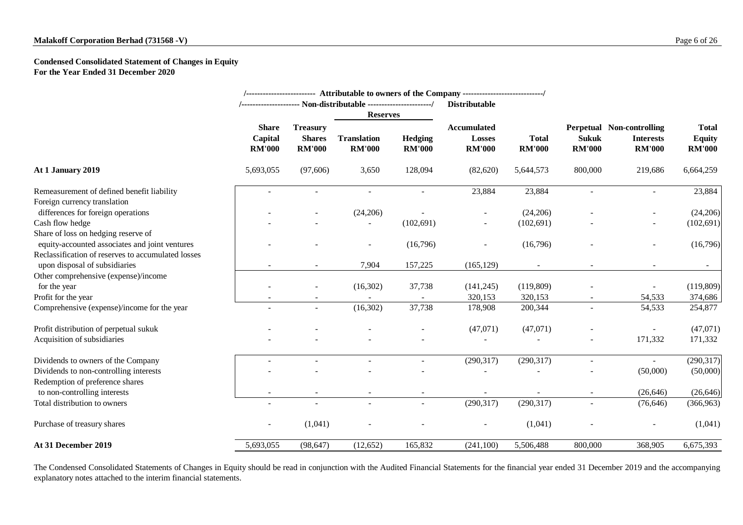**Condensed Consolidated Statement of Changes in Equity**
**For the Year Ended 31 December 2020**

| | Attributable to owners of the Company | | | | | | | | |
|---|---|---|---|---|---|---|---|---|---|
| | Non-distributable | | | | Distributable | | | | |
| | | | Reserves | | | | | | |
| | Share Capital RM'000 | Treasury Shares RM'000 | Translation RM'000 | Hedging RM'000 | Accumulated Losses RM'000 | Total RM'000 | Perpetual Sukuk RM'000 | Non-controlling Interests RM'000 | Total Equity RM'000 |
| **At 1 January 2019** | 5,693,055 | (97,606) | 3,650 | 128,094 | (82,620) | 5,644,573 | 800,000 | 219,686 | 6,664,259 |
| Remeasurement of defined benefit liability | - | - | - | - | 23,884 | 23,884 | - | - | 23,884 |
| Foreign currency translation differences for foreign operations | - | - | (24,206) | - | - | (24,206) | - | - | (24,206) |
| Cash flow hedge | - | - | - | (102,691) | - | (102,691) | - | - | (102,691) |
| Share of loss on hedging reserve of equity-accounted associates and joint ventures | - | - | - | (16,796) | - | (16,796) | - | - | (16,796) |
| Reclassification of reserves to accumulated losses upon disposal of subsidiaries | - | - | 7,904 | 157,225 | (165,129) | - | - | - | - |
| Other comprehensive (expense)/income for the year | - | - | (16,302) | 37,738 | (141,245) | (119,809) | - | - | (119,809) |
| Profit for the year | - | - | - | - | 320,153 | 320,153 | - | 54,533 | 374,686 |
| Comprehensive (expense)/income for the year | - | - | (16,302) | 37,738 | 178,908 | 200,344 | - | 54,533 | 254,877 |
| Profit distribution of perpetual sukuk | - | - | - | - | (47,071) | (47,071) | - | - | (47,071) |
| Acquisition of subsidiaries | - | - | - | - | - | - | - | 171,332 | 171,332 |
| Dividends to owners of the Company | - | - | - | - | (290,317) | (290,317) | - | - | (290,317) |
| Dividends to non-controlling interests | - | - | - | - | - | - | - | (50,000) | (50,000) |
| Redemption of preference shares to non-controlling interests | - | - | - | - | - | - | - | (26,646) | (26,646) |
| Total distribution to owners | - | - | - | - | (290,317) | (290,317) | - | (76,646) | (366,963) |
| Purchase of treasury shares | - | (1,041) | - | - | - | (1,041) | - | - | (1,041) |
| **At 31 December 2019** | 5,693,055 | (98,647) | (12,652) | 165,832 | (241,100) | 5,506,488 | 800,000 | 368,905 | 6,675,393 |

The Condensed Consolidated Statements of Changes in Equity should be read in conjunction with the Audited Financial Statements for the financial year ended 31 December 2019 and the accompanying explanatory notes attached to the interim financial statements.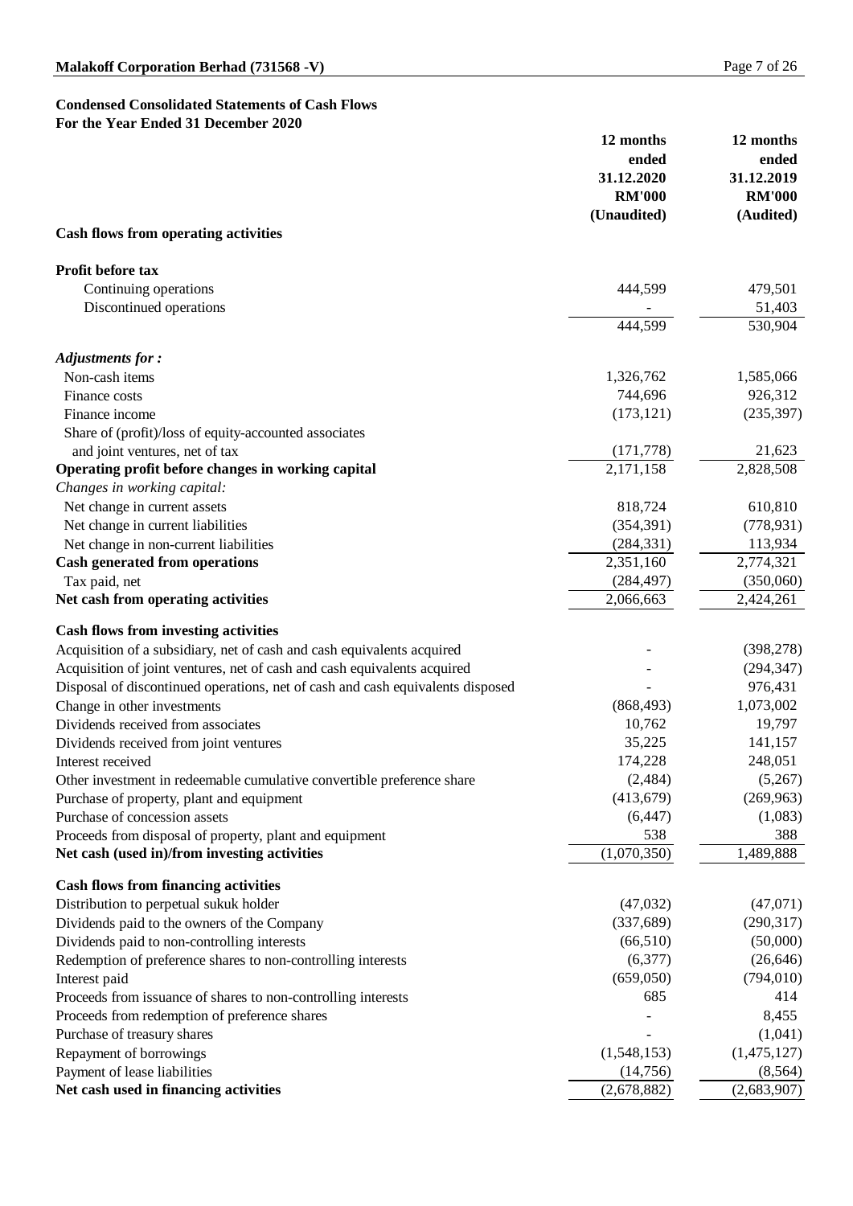**Condensed Consolidated Statements of Cash Flows**
**For the Year Ended 31 December 2020**

| | 12 months ended 31.12.2020 RM'000 (Unaudited) | 12 months ended 31.12.2019 RM'000 (Audited) |
|---|---|---|
| **Cash flows from operating activities** | | |
| **Profit before tax** | | |
| Continuing operations | 444,599 | 479,501 |
| Discontinued operations | - | 51,403 |
| | 444,599 | 530,904 |
| ***Adjustments for :*** | | |
| Non-cash items | 1,326,762 | 1,585,066 |
| Finance costs | 744,696 | 926,312 |
| Finance income | (173,121) | (235,397) |
| Share of (profit)/loss of equity-accounted associates and joint ventures, net of tax | (171,778) | 21,623 |
| **Operating profit before changes in working capital** | 2,171,158 | 2,828,508 |
| *Changes in working capital:* | | |
| Net change in current assets | 818,724 | 610,810 |
| Net change in current liabilities | (354,391) | (778,931) |
| Net change in non-current liabilities | (284,331) | 113,934 |
| **Cash generated from operations** | 2,351,160 | 2,774,321 |
| Tax paid, net | (284,497) | (350,060) |
| **Net cash from operating activities** | 2,066,663 | 2,424,261 |
| **Cash flows from investing activities** | | |
| Acquisition of a subsidiary, net of cash and cash equivalents acquired | - | (398,278) |
| Acquisition of joint ventures, net of cash and cash equivalents acquired | - | (294,347) |
| Disposal of discontinued operations, net of cash and cash equivalents disposed | - | 976,431 |
| Change in other investments | (868,493) | 1,073,002 |
| Dividends received from associates | 10,762 | 19,797 |
| Dividends received from joint ventures | 35,225 | 141,157 |
| Interest received | 174,228 | 248,051 |
| Other investment in redeemable cumulative convertible preference share | (2,484) | (5,267) |
| Purchase of property, plant and equipment | (413,679) | (269,963) |
| Purchase of concession assets | (6,447) | (1,083) |
| Proceeds from disposal of property, plant and equipment | 538 | 388 |
| **Net cash (used in)/from investing activities** | (1,070,350) | 1,489,888 |
| **Cash flows from financing activities** | | |
| Distribution to perpetual sukuk holder | (47,032) | (47,071) |
| Dividends paid to the owners of the Company | (337,689) | (290,317) |
| Dividends paid to non-controlling interests | (66,510) | (50,000) |
| Redemption of preference shares to non-controlling interests | (6,377) | (26,646) |
| Interest paid | (659,050) | (794,010) |
| Proceeds from issuance of shares to non-controlling interests | 685 | 414 |
| Proceeds from redemption of preference shares | - | 8,455 |
| Purchase of treasury shares | - | (1,041) |
| Repayment of borrowings | (1,548,153) | (1,475,127) |
| Payment of lease liabilities | (14,756) | (8,564) |
| **Net cash used in financing activities** | (2,678,882) | (2,683,907) |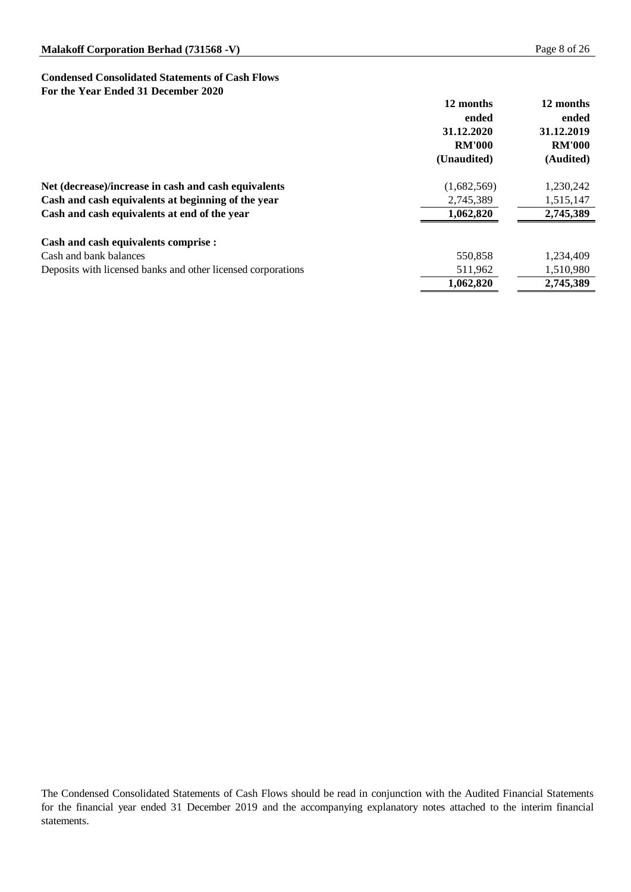**Condensed Consolidated Statements of Cash Flows**
**For the Year Ended 31 December 2020**

| | 12 months ended 31.12.2020 RM'000 (Unaudited) | 12 months ended 31.12.2019 RM'000 (Audited) |
|---|---|---|
| **Net (decrease)/increase in cash and cash equivalents** | (1,682,569) | 1,230,242 |
| **Cash and cash equivalents at beginning of the year** | 2,745,389 | 1,515,147 |
| **Cash and cash equivalents at end of the year** | **1,062,820** | **2,745,389** |
| | | |
| **Cash and cash equivalents comprise :** | | |
| Cash and bank balances | 550,858 | 1,234,409 |
| Deposits with licensed banks and other licensed corporations | 511,962 | 1,510,980 |
| | **1,062,820** | **2,745,389** |

The Condensed Consolidated Statements of Cash Flows should be read in conjunction with the Audited Financial Statements for the financial year ended 31 December 2019 and the accompanying explanatory notes attached to the interim financial statements.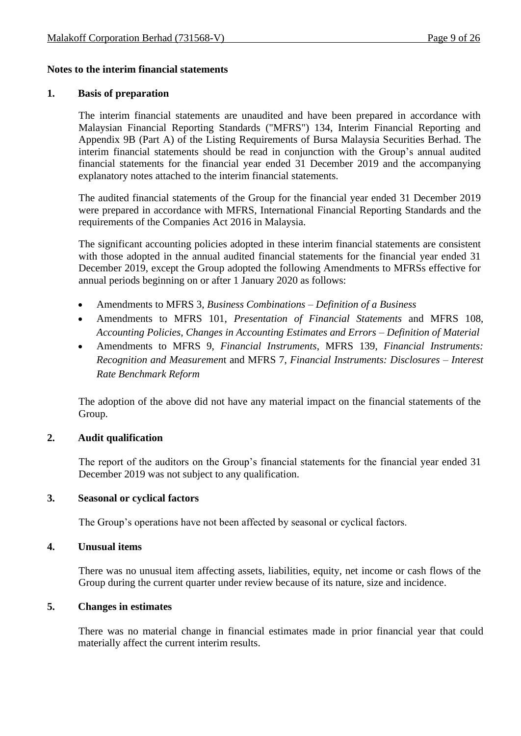## Notes to the interim financial statements

### 1. Basis of preparation

The interim financial statements are unaudited and have been prepared in accordance with Malaysian Financial Reporting Standards ("MFRS") 134, Interim Financial Reporting and Appendix 9B (Part A) of the Listing Requirements of Bursa Malaysia Securities Berhad. The interim financial statements should be read in conjunction with the Group's annual audited financial statements for the financial year ended 31 December 2019 and the accompanying explanatory notes attached to the interim financial statements.

The audited financial statements of the Group for the financial year ended 31 December 2019 were prepared in accordance with MFRS, International Financial Reporting Standards and the requirements of the Companies Act 2016 in Malaysia.

The significant accounting policies adopted in these interim financial statements are consistent with those adopted in the annual audited financial statements for the financial year ended 31 December 2019, except the Group adopted the following Amendments to MFRSs effective for annual periods beginning on or after 1 January 2020 as follows:

- Amendments to MFRS 3, *Business Combinations – Definition of a Business*
- Amendments to MFRS 101, *Presentation of Financial Statements* and MFRS 108, *Accounting Policies, Changes in Accounting Estimates and Errors – Definition of Material*
- Amendments to MFRS 9, *Financial Instruments*, MFRS 139, *Financial Instruments: Recognition and Measurement* and MFRS 7, *Financial Instruments: Disclosures – Interest Rate Benchmark Reform*

The adoption of the above did not have any material impact on the financial statements of the Group.

### 2. Audit qualification

The report of the auditors on the Group's financial statements for the financial year ended 31 December 2019 was not subject to any qualification.

### 3. Seasonal or cyclical factors

The Group's operations have not been affected by seasonal or cyclical factors.

### 4. Unusual items

There was no unusual item affecting assets, liabilities, equity, net income or cash flows of the Group during the current quarter under review because of its nature, size and incidence.

### 5. Changes in estimates

There was no material change in financial estimates made in prior financial year that could materially affect the current interim results.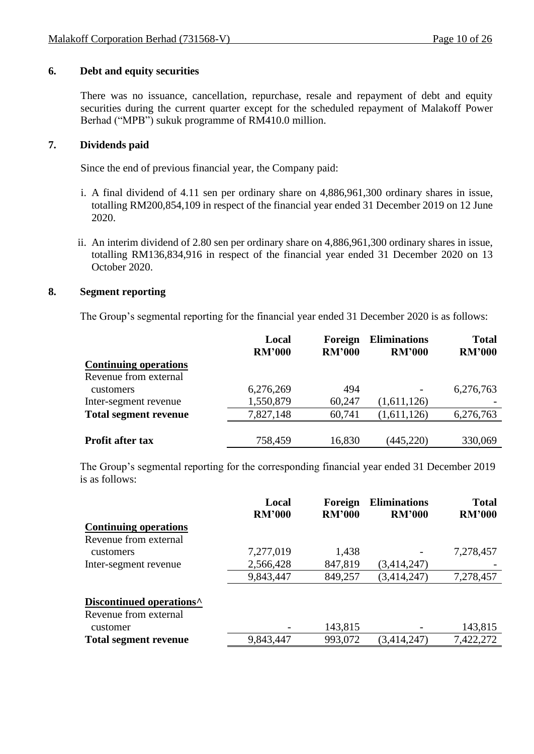## 6. Debt and equity securities

There was no issuance, cancellation, repurchase, resale and repayment of debt and equity securities during the current quarter except for the scheduled repayment of Malakoff Power Berhad ("MPB") sukuk programme of RM410.0 million.

## 7. Dividends paid

Since the end of previous financial year, the Company paid:

i. A final dividend of 4.11 sen per ordinary share on 4,886,961,300 ordinary shares in issue, totalling RM200,854,109 in respect of the financial year ended 31 December 2019 on 12 June 2020.

ii. An interim dividend of 2.80 sen per ordinary share on 4,886,961,300 ordinary shares in issue, totalling RM136,834,916 in respect of the financial year ended 31 December 2020 on 13 October 2020.

## 8. Segment reporting

The Group's segmental reporting for the financial year ended 31 December 2020 is as follows:

| | Local RM'000 | Foreign RM'000 | Eliminations RM'000 | Total RM'000 |
|---|---|---|---|---|
| **Continuing operations** | | | | |
| Revenue from external customers | 6,276,269 | 494 | - | 6,276,763 |
| Inter-segment revenue | 1,550,879 | 60,247 | (1,611,126) | - |
| **Total segment revenue** | 7,827,148 | 60,741 | (1,611,126) | 6,276,763 |
| **Profit after tax** | 758,459 | 16,830 | (445,220) | 330,069 |

The Group's segmental reporting for the corresponding financial year ended 31 December 2019 is as follows:

| | Local RM'000 | Foreign RM'000 | Eliminations RM'000 | Total RM'000 |
|---|---|---|---|---|
| **Continuing operations** | | | | |
| Revenue from external customers | 7,277,019 | 1,438 | - | 7,278,457 |
| Inter-segment revenue | 2,566,428 | 847,819 | (3,414,247) | - |
| | 9,843,447 | 849,257 | (3,414,247) | 7,278,457 |
| **Discontinued operations^** | | | | |
| Revenue from external customer | - | 143,815 | - | 143,815 |
| **Total segment revenue** | 9,843,447 | 993,072 | (3,414,247) | 7,422,272 |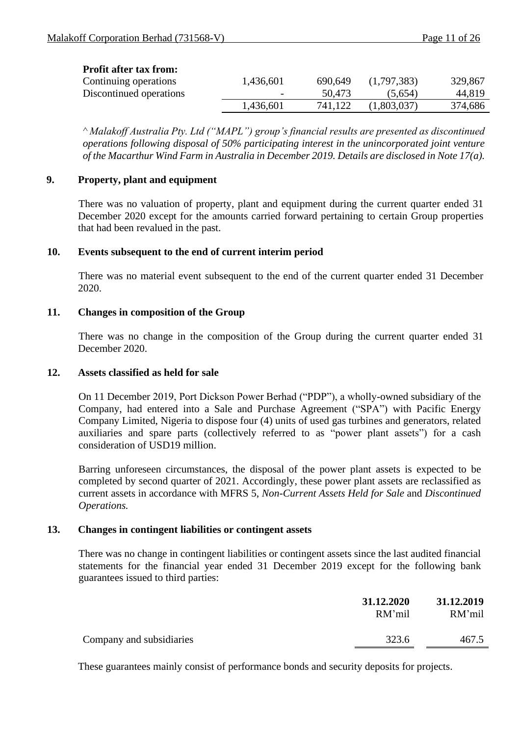| **Profit after tax from:** | | | | |
|---|---|---|---|---|
| Continuing operations | 1,436,601 | 690,649 | (1,797,383) | 329,867 |
| Discontinued operations | - | 50,473 | (5,654) | 44,819 |
| | 1,436,601 | 741,122 | (1,803,037) | 374,686 |

*^ Malakoff Australia Pty. Ltd ("MAPL") group's financial results are presented as discontinued operations following disposal of 50% participating interest in the unincorporated joint venture of the Macarthur Wind Farm in Australia in December 2019. Details are disclosed in Note 17(a).*

## 9. Property, plant and equipment

There was no valuation of property, plant and equipment during the current quarter ended 31 December 2020 except for the amounts carried forward pertaining to certain Group properties that had been revalued in the past.

## 10. Events subsequent to the end of current interim period

There was no material event subsequent to the end of the current quarter ended 31 December 2020.

## 11. Changes in composition of the Group

There was no change in the composition of the Group during the current quarter ended 31 December 2020.

## 12. Assets classified as held for sale

On 11 December 2019, Port Dickson Power Berhad ("PDP"), a wholly-owned subsidiary of the Company, had entered into a Sale and Purchase Agreement ("SPA") with Pacific Energy Company Limited, Nigeria to dispose four (4) units of used gas turbines and generators, related auxiliaries and spare parts (collectively referred to as "power plant assets") for a cash consideration of USD19 million.

Barring unforeseen circumstances, the disposal of the power plant assets is expected to be completed by second quarter of 2021. Accordingly, these power plant assets are reclassified as current assets in accordance with MFRS 5, *Non-Current Assets Held for Sale* and *Discontinued Operations.*

## 13. Changes in contingent liabilities or contingent assets

There was no change in contingent liabilities or contingent assets since the last audited financial statements for the financial year ended 31 December 2019 except for the following bank guarantees issued to third parties:

| | **31.12.2020** | **31.12.2019** |
|---|---|---|
| | RM'mil | RM'mil |
| Company and subsidiaries | 323.6 | 467.5 |

These guarantees mainly consist of performance bonds and security deposits for projects.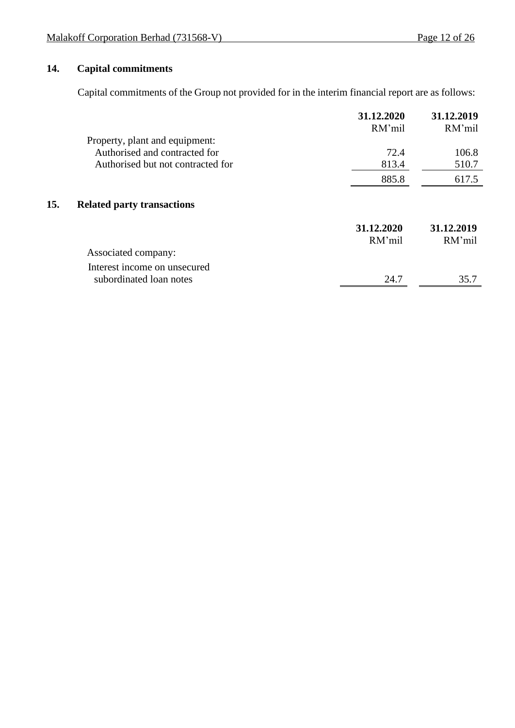## 14. Capital commitments

Capital commitments of the Group not provided for in the interim financial report are as follows:

| | 31.12.2020 RM'mil | 31.12.2019 RM'mil |
|---|---|---|
| Property, plant and equipment: | | |
| Authorised and contracted for | 72.4 | 106.8 |
| Authorised but not contracted for | 813.4 | 510.7 |
| | 885.8 | 617.5 |

## 15. Related party transactions

| | 31.12.2020 RM'mil | 31.12.2019 RM'mil |
|---|---|---|
| Associated company: | | |
| Interest income on unsecured subordinated loan notes | 24.7 | 35.7 |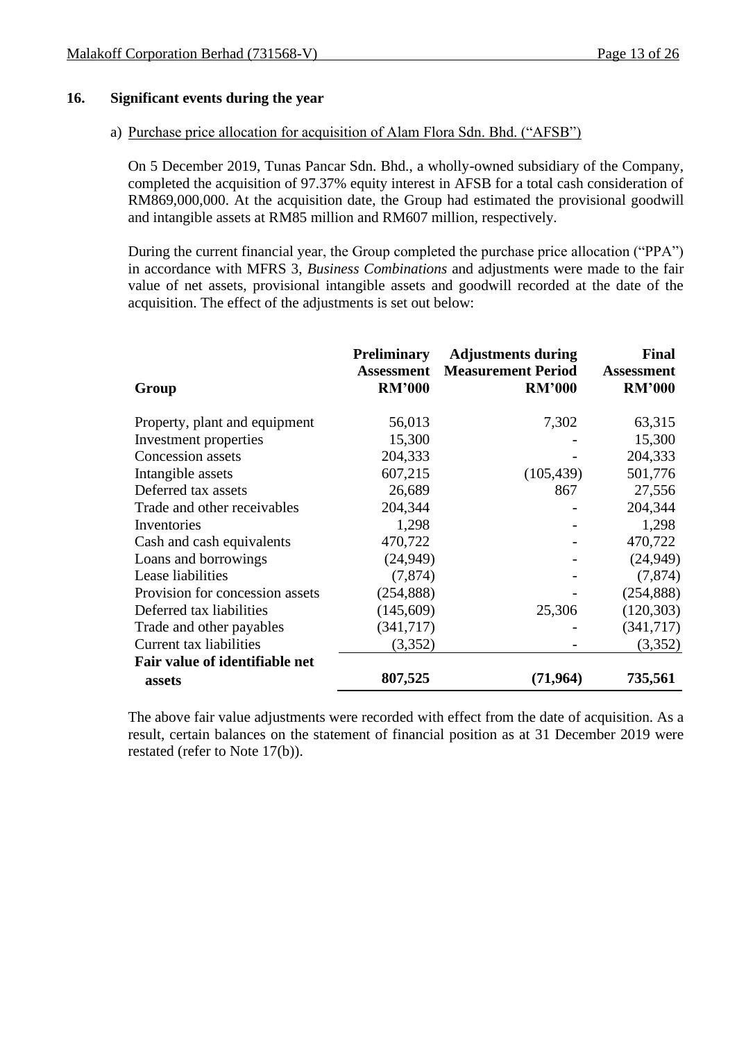## 16. Significant events during the year

a) Purchase price allocation for acquisition of Alam Flora Sdn. Bhd. ("AFSB")

On 5 December 2019, Tunas Pancar Sdn. Bhd., a wholly-owned subsidiary of the Company, completed the acquisition of 97.37% equity interest in AFSB for a total cash consideration of RM869,000,000. At the acquisition date, the Group had estimated the provisional goodwill and intangible assets at RM85 million and RM607 million, respectively.

During the current financial year, the Group completed the purchase price allocation ("PPA") in accordance with MFRS 3, *Business Combinations* and adjustments were made to the fair value of net assets, provisional intangible assets and goodwill recorded at the date of the acquisition. The effect of the adjustments is set out below:

| Group | Preliminary Assessment RM'000 | Adjustments during Measurement Period RM'000 | Final Assessment RM'000 |
|---|---|---|---|
| Property, plant and equipment | 56,013 | 7,302 | 63,315 |
| Investment properties | 15,300 | - | 15,300 |
| Concession assets | 204,333 | - | 204,333 |
| Intangible assets | 607,215 | (105,439) | 501,776 |
| Deferred tax assets | 26,689 | 867 | 27,556 |
| Trade and other receivables | 204,344 | - | 204,344 |
| Inventories | 1,298 | - | 1,298 |
| Cash and cash equivalents | 470,722 | - | 470,722 |
| Loans and borrowings | (24,949) | - | (24,949) |
| Lease liabilities | (7,874) | - | (7,874) |
| Provision for concession assets | (254,888) | - | (254,888) |
| Deferred tax liabilities | (145,609) | 25,306 | (120,303) |
| Trade and other payables | (341,717) | - | (341,717) |
| Current tax liabilities | (3,352) | - | (3,352) |
| **Fair value of identifiable net assets** | **807,525** | **(71,964)** | **735,561** |

The above fair value adjustments were recorded with effect from the date of acquisition. As a result, certain balances on the statement of financial position as at 31 December 2019 were restated (refer to Note 17(b)).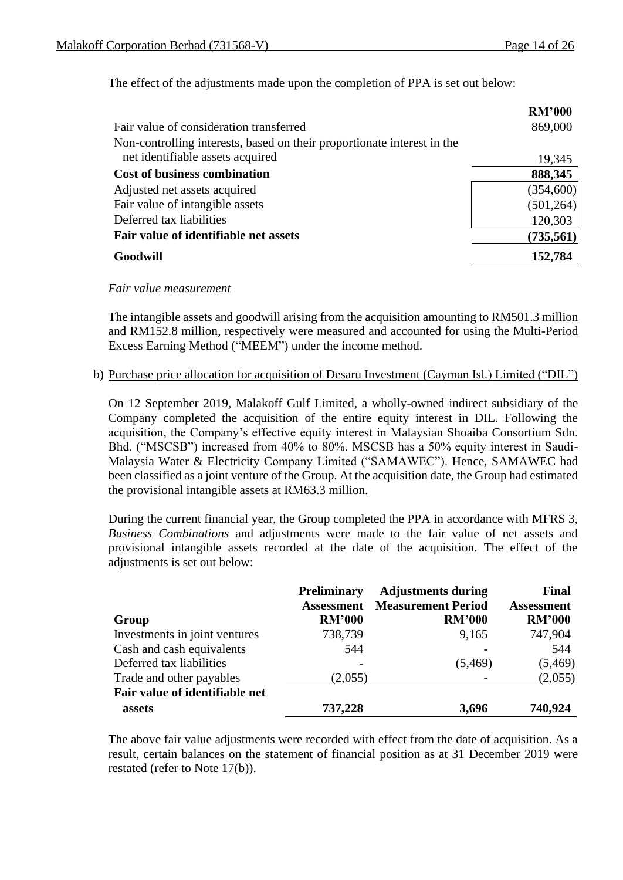The effect of the adjustments made upon the completion of PPA is set out below:

| | RM'000 |
|---|---|
| Fair value of consideration transferred | 869,000 |
| Non-controlling interests, based on their proportionate interest in the net identifiable assets acquired | 19,345 |
| **Cost of business combination** | **888,345** |
| Adjusted net assets acquired | (354,600) |
| Fair value of intangible assets | (501,264) |
| Deferred tax liabilities | 120,303 |
| **Fair value of identifiable net assets** | **(735,561)** |
| **Goodwill** | **152,784** |

*Fair value measurement*

The intangible assets and goodwill arising from the acquisition amounting to RM501.3 million and RM152.8 million, respectively were measured and accounted for using the Multi-Period Excess Earning Method ("MEEM") under the income method.

b) Purchase price allocation for acquisition of Desaru Investment (Cayman Isl.) Limited ("DIL")

On 12 September 2019, Malakoff Gulf Limited, a wholly-owned indirect subsidiary of the Company completed the acquisition of the entire equity interest in DIL. Following the acquisition, the Company's effective equity interest in Malaysian Shoaiba Consortium Sdn. Bhd. ("MSCSB") increased from 40% to 80%. MSCSB has a 50% equity interest in Saudi-Malaysia Water & Electricity Company Limited ("SAMAWEC"). Hence, SAMAWEC had been classified as a joint venture of the Group. At the acquisition date, the Group had estimated the provisional intangible assets at RM63.3 million.

During the current financial year, the Group completed the PPA in accordance with MFRS 3, *Business Combinations* and adjustments were made to the fair value of net assets and provisional intangible assets recorded at the date of the acquisition. The effect of the adjustments is set out below:

| Group | Preliminary Assessment RM'000 | Adjustments during Measurement Period RM'000 | Final Assessment RM'000 |
|---|---|---|---|
| Investments in joint ventures | 738,739 | 9,165 | 747,904 |
| Cash and cash equivalents | 544 | - | 544 |
| Deferred tax liabilities | - | (5,469) | (5,469) |
| Trade and other payables | (2,055) | - | (2,055) |
| **Fair value of identifiable net assets** | **737,228** | **3,696** | **740,924** |

The above fair value adjustments were recorded with effect from the date of acquisition. As a result, certain balances on the statement of financial position as at 31 December 2019 were restated (refer to Note 17(b)).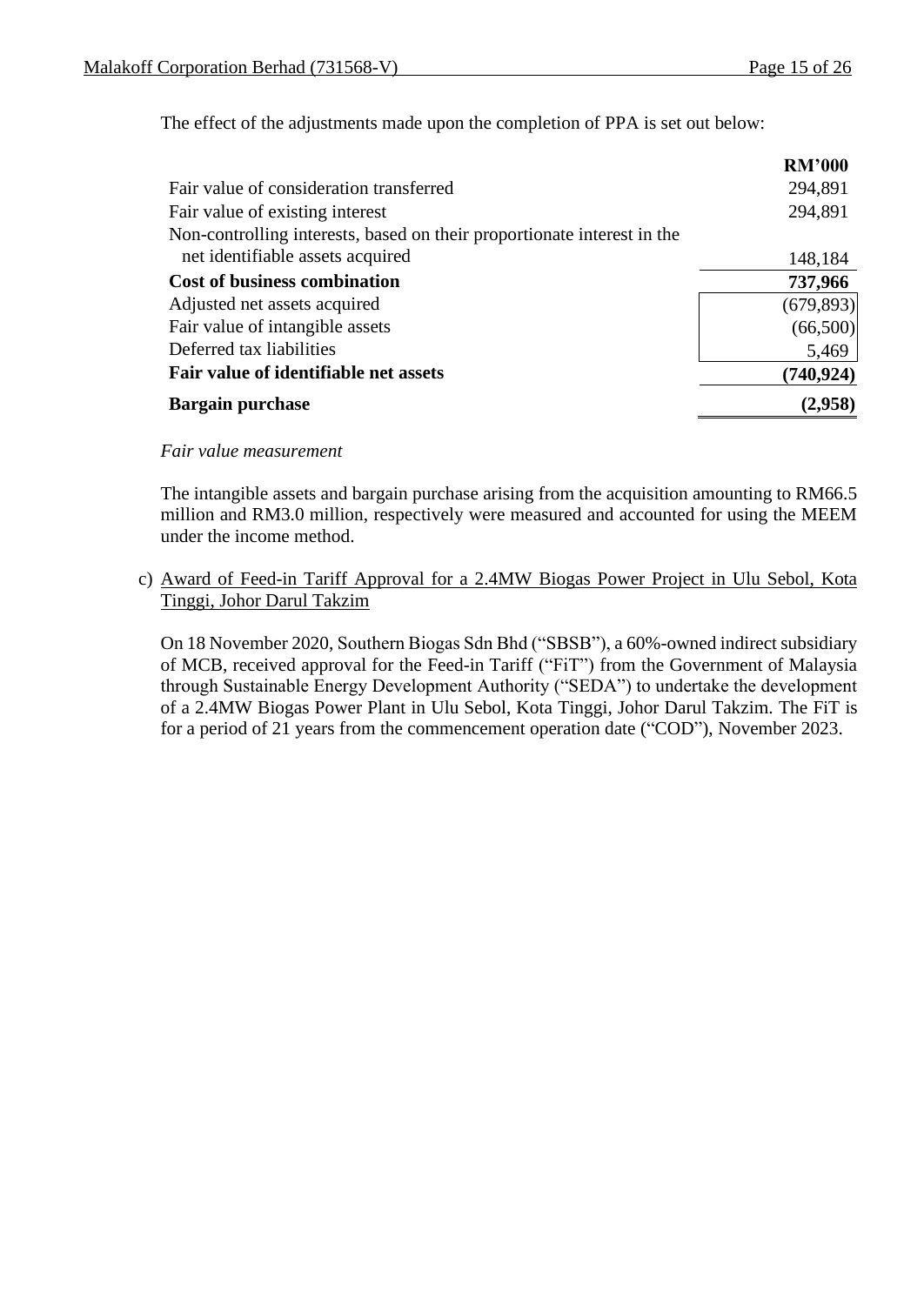The effect of the adjustments made upon the completion of PPA is set out below:

| | RM'000 |
|---|---|
| Fair value of consideration transferred | 294,891 |
| Fair value of existing interest | 294,891 |
| Non-controlling interests, based on their proportionate interest in the net identifiable assets acquired | 148,184 |
| **Cost of business combination** | **737,966** |
| Adjusted net assets acquired | (679,893) |
| Fair value of intangible assets | (66,500) |
| Deferred tax liabilities | 5,469 |
| **Fair value of identifiable net assets** | **(740,924)** |
| **Bargain purchase** | **(2,958)** |

*Fair value measurement*

The intangible assets and bargain purchase arising from the acquisition amounting to RM66.5 million and RM3.0 million, respectively were measured and accounted for using the MEEM under the income method.

c) Award of Feed-in Tariff Approval for a 2.4MW Biogas Power Project in Ulu Sebol, Kota Tinggi, Johor Darul Takzim

On 18 November 2020, Southern Biogas Sdn Bhd ("SBSB"), a 60%-owned indirect subsidiary of MCB, received approval for the Feed-in Tariff ("FiT") from the Government of Malaysia through Sustainable Energy Development Authority ("SEDA") to undertake the development of a 2.4MW Biogas Power Plant in Ulu Sebol, Kota Tinggi, Johor Darul Takzim. The FiT is for a period of 21 years from the commencement operation date ("COD"), November 2023.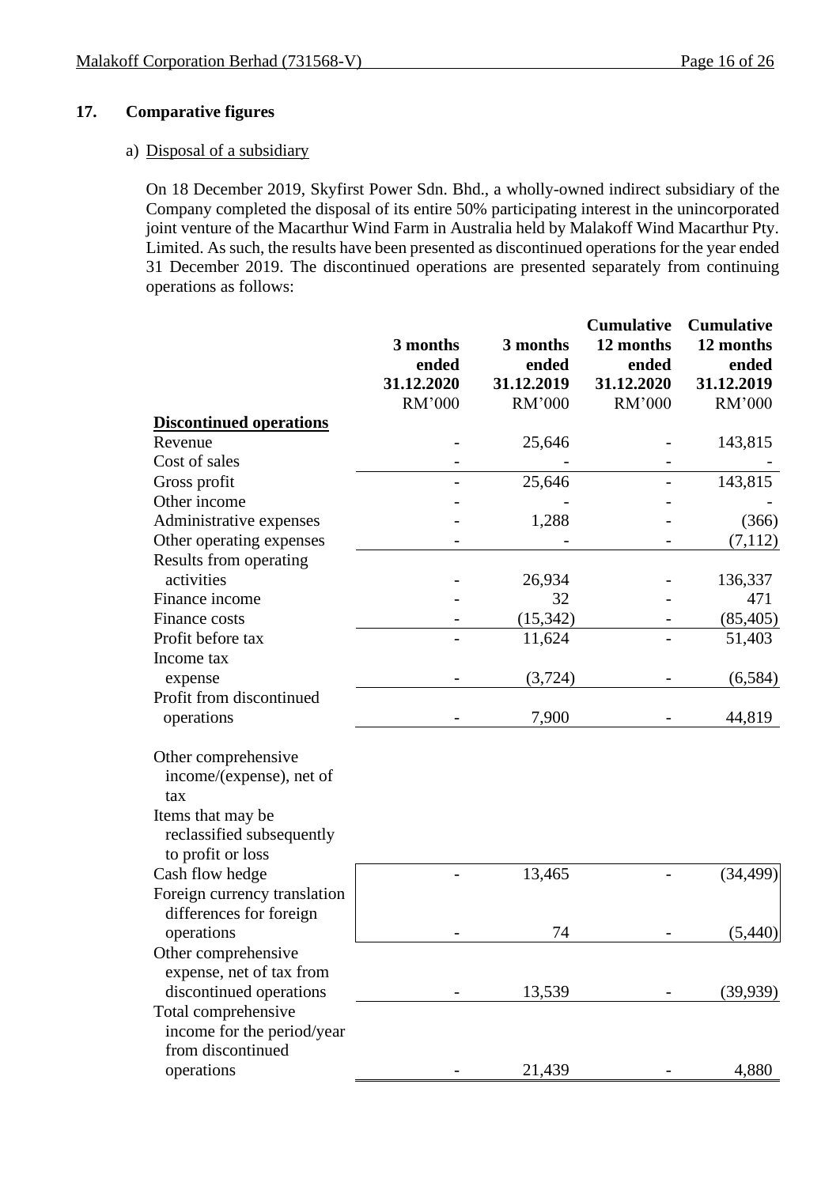## 17. Comparative figures

a) Disposal of a subsidiary

On 18 December 2019, Skyfirst Power Sdn. Bhd., a wholly-owned indirect subsidiary of the Company completed the disposal of its entire 50% participating interest in the unincorporated joint venture of the Macarthur Wind Farm in Australia held by Malakoff Wind Macarthur Pty. Limited. As such, the results have been presented as discontinued operations for the year ended 31 December 2019. The discontinued operations are presented separately from continuing operations as follows:

| | 3 months ended 31.12.2020 RM'000 | 3 months ended 31.12.2019 RM'000 | Cumulative 12 months ended 31.12.2020 RM'000 | Cumulative 12 months ended 31.12.2019 RM'000 |
|---|---|---|---|---|
| **Discontinued operations** | | | | |
| Revenue | - | 25,646 | - | 143,815 |
| Cost of sales | - | - | - | - |
| Gross profit | - | 25,646 | - | 143,815 |
| Other income | - | - | - | - |
| Administrative expenses | - | 1,288 | - | (366) |
| Other operating expenses | - | - | - | (7,112) |
| Results from operating activities | - | 26,934 | - | 136,337 |
| Finance income | - | 32 | - | 471 |
| Finance costs | - | (15,342) | - | (85,405) |
| Profit before tax | - | 11,624 | - | 51,403 |
| Income tax expense | - | (3,724) | - | (6,584) |
| Profit from discontinued operations | - | 7,900 | - | 44,819 |
| Other comprehensive income/(expense), net of tax | | | | |
| Items that may be reclassified subsequently to profit or loss | | | | |
| Cash flow hedge | - | 13,465 | - | (34,499) |
| Foreign currency translation differences for foreign operations | - | 74 | - | (5,440) |
| Other comprehensive expense, net of tax from discontinued operations | - | 13,539 | - | (39,939) |
| Total comprehensive income for the period/year from discontinued operations | - | 21,439 | - | 4,880 |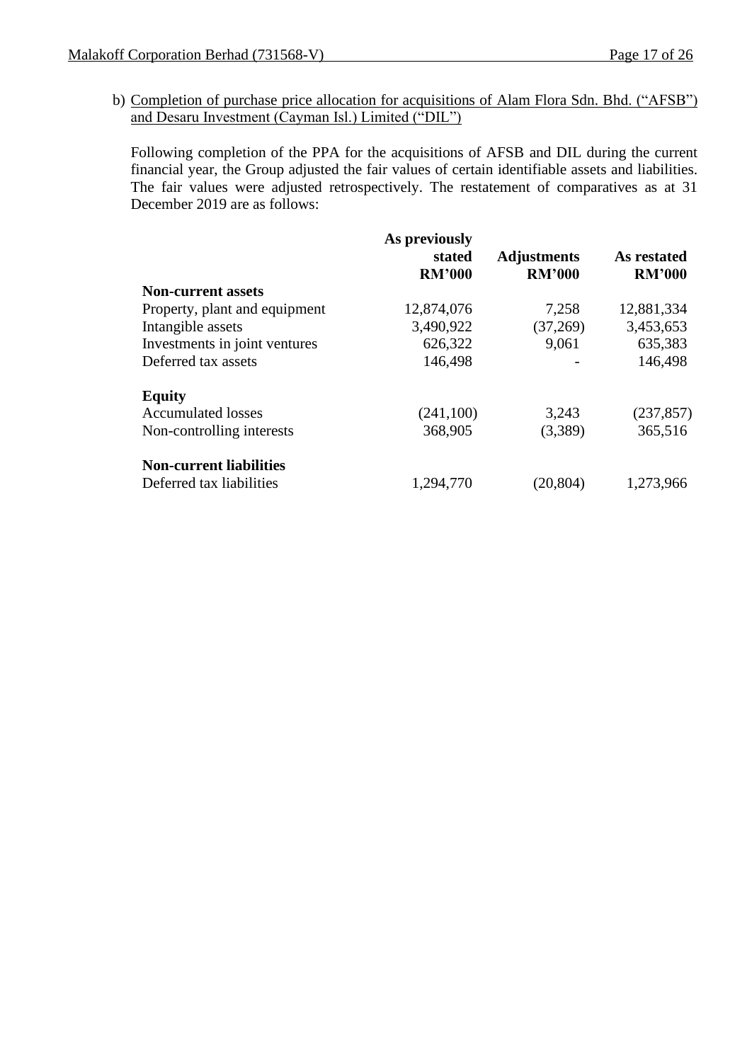b) Completion of purchase price allocation for acquisitions of Alam Flora Sdn. Bhd. ("AFSB") and Desaru Investment (Cayman Isl.) Limited ("DIL")

Following completion of the PPA for the acquisitions of AFSB and DIL during the current financial year, the Group adjusted the fair values of certain identifiable assets and liabilities. The fair values were adjusted retrospectively. The restatement of comparatives as at 31 December 2019 are as follows:

| | As previously stated RM'000 | Adjustments RM'000 | As restated RM'000 |
|---|---|---|---|
| **Non-current assets** | | | |
| Property, plant and equipment | 12,874,076 | 7,258 | 12,881,334 |
| Intangible assets | 3,490,922 | (37,269) | 3,453,653 |
| Investments in joint ventures | 626,322 | 9,061 | 635,383 |
| Deferred tax assets | 146,498 | - | 146,498 |
| **Equity** | | | |
| Accumulated losses | (241,100) | 3,243 | (237,857) |
| Non-controlling interests | 368,905 | (3,389) | 365,516 |
| **Non-current liabilities** | | | |
| Deferred tax liabilities | 1,294,770 | (20,804) | 1,273,966 |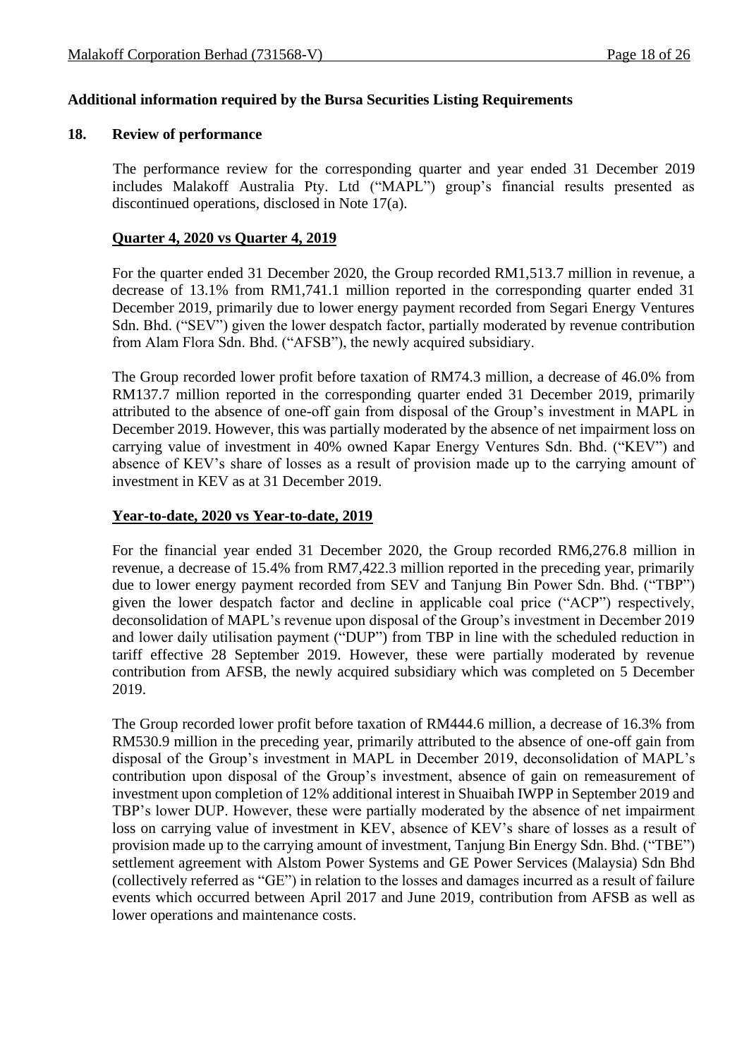## Additional information required by the Bursa Securities Listing Requirements

### 18. Review of performance

The performance review for the corresponding quarter and year ended 31 December 2019 includes Malakoff Australia Pty. Ltd ("MAPL") group's financial results presented as discontinued operations, disclosed in Note 17(a).

**Quarter 4, 2020 vs Quarter 4, 2019**

For the quarter ended 31 December 2020, the Group recorded RM1,513.7 million in revenue, a decrease of 13.1% from RM1,741.1 million reported in the corresponding quarter ended 31 December 2019, primarily due to lower energy payment recorded from Segari Energy Ventures Sdn. Bhd. ("SEV") given the lower despatch factor, partially moderated by revenue contribution from Alam Flora Sdn. Bhd. ("AFSB"), the newly acquired subsidiary.

The Group recorded lower profit before taxation of RM74.3 million, a decrease of 46.0% from RM137.7 million reported in the corresponding quarter ended 31 December 2019, primarily attributed to the absence of one-off gain from disposal of the Group's investment in MAPL in December 2019. However, this was partially moderated by the absence of net impairment loss on carrying value of investment in 40% owned Kapar Energy Ventures Sdn. Bhd. ("KEV") and absence of KEV's share of losses as a result of provision made up to the carrying amount of investment in KEV as at 31 December 2019.

**Year-to-date, 2020 vs Year-to-date, 2019**

For the financial year ended 31 December 2020, the Group recorded RM6,276.8 million in revenue, a decrease of 15.4% from RM7,422.3 million reported in the preceding year, primarily due to lower energy payment recorded from SEV and Tanjung Bin Power Sdn. Bhd. ("TBP") given the lower despatch factor and decline in applicable coal price ("ACP") respectively, deconsolidation of MAPL's revenue upon disposal of the Group's investment in December 2019 and lower daily utilisation payment ("DUP") from TBP in line with the scheduled reduction in tariff effective 28 September 2019. However, these were partially moderated by revenue contribution from AFSB, the newly acquired subsidiary which was completed on 5 December 2019.

The Group recorded lower profit before taxation of RM444.6 million, a decrease of 16.3% from RM530.9 million in the preceding year, primarily attributed to the absence of one-off gain from disposal of the Group's investment in MAPL in December 2019, deconsolidation of MAPL's contribution upon disposal of the Group's investment, absence of gain on remeasurement of investment upon completion of 12% additional interest in Shuaibah IWPP in September 2019 and TBP's lower DUP. However, these were partially moderated by the absence of net impairment loss on carrying value of investment in KEV, absence of KEV's share of losses as a result of provision made up to the carrying amount of investment, Tanjung Bin Energy Sdn. Bhd. ("TBE") settlement agreement with Alstom Power Systems and GE Power Services (Malaysia) Sdn Bhd (collectively referred as "GE") in relation to the losses and damages incurred as a result of failure events which occurred between April 2017 and June 2019, contribution from AFSB as well as lower operations and maintenance costs.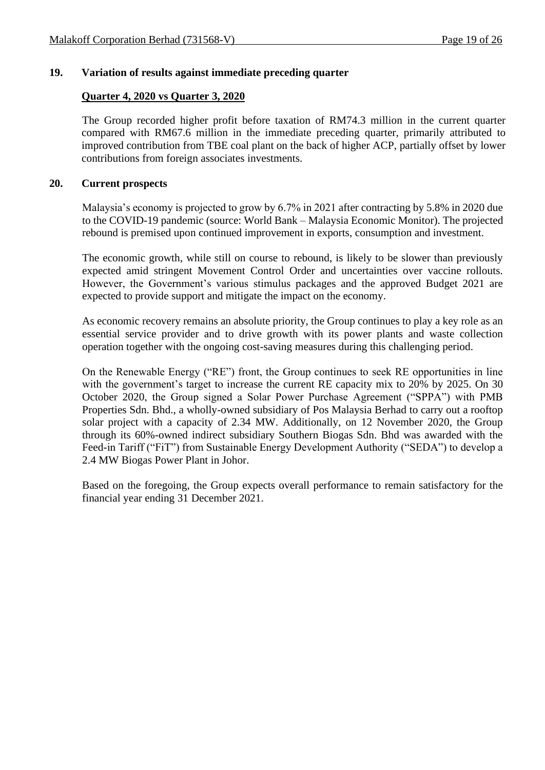## 19. Variation of results against immediate preceding quarter

**Quarter 4, 2020 vs Quarter 3, 2020**

The Group recorded higher profit before taxation of RM74.3 million in the current quarter compared with RM67.6 million in the immediate preceding quarter, primarily attributed to improved contribution from TBE coal plant on the back of higher ACP, partially offset by lower contributions from foreign associates investments.

## 20. Current prospects

Malaysia's economy is projected to grow by 6.7% in 2021 after contracting by 5.8% in 2020 due to the COVID-19 pandemic (source: World Bank – Malaysia Economic Monitor). The projected rebound is premised upon continued improvement in exports, consumption and investment.

The economic growth, while still on course to rebound, is likely to be slower than previously expected amid stringent Movement Control Order and uncertainties over vaccine rollouts. However, the Government's various stimulus packages and the approved Budget 2021 are expected to provide support and mitigate the impact on the economy.

As economic recovery remains an absolute priority, the Group continues to play a key role as an essential service provider and to drive growth with its power plants and waste collection operation together with the ongoing cost-saving measures during this challenging period.

On the Renewable Energy ("RE") front, the Group continues to seek RE opportunities in line with the government's target to increase the current RE capacity mix to 20% by 2025. On 30 October 2020, the Group signed a Solar Power Purchase Agreement ("SPPA") with PMB Properties Sdn. Bhd., a wholly-owned subsidiary of Pos Malaysia Berhad to carry out a rooftop solar project with a capacity of 2.34 MW. Additionally, on 12 November 2020, the Group through its 60%-owned indirect subsidiary Southern Biogas Sdn. Bhd was awarded with the Feed-in Tariff ("FiT") from Sustainable Energy Development Authority ("SEDA") to develop a 2.4 MW Biogas Power Plant in Johor.

Based on the foregoing, the Group expects overall performance to remain satisfactory for the financial year ending 31 December 2021.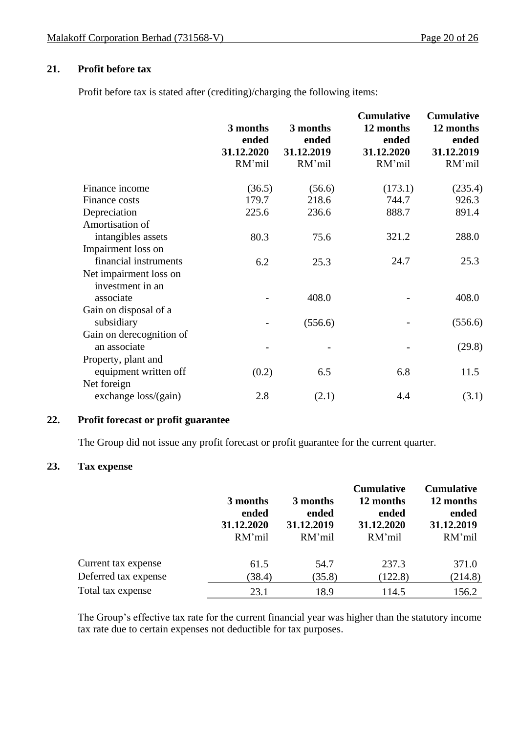## 21. Profit before tax

Profit before tax is stated after (crediting)/charging the following items:

| | 3 months ended 31.12.2020 RM'mil | 3 months ended 31.12.2019 RM'mil | Cumulative 12 months ended 31.12.2020 RM'mil | Cumulative 12 months ended 31.12.2019 RM'mil |
|---|---|---|---|---|
| Finance income | (36.5) | (56.6) | (173.1) | (235.4) |
| Finance costs | 179.7 | 218.6 | 744.7 | 926.3 |
| Depreciation | 225.6 | 236.6 | 888.7 | 891.4 |
| Amortisation of intangibles assets | 80.3 | 75.6 | 321.2 | 288.0 |
| Impairment loss on financial instruments | 6.2 | 25.3 | 24.7 | 25.3 |
| Net impairment loss on investment in an associate | - | 408.0 | - | 408.0 |
| Gain on disposal of a subsidiary | - | (556.6) | - | (556.6) |
| Gain on derecognition of an associate | - | - | - | (29.8) |
| Property, plant and equipment written off | (0.2) | 6.5 | 6.8 | 11.5 |
| Net foreign exchange loss/(gain) | 2.8 | (2.1) | 4.4 | (3.1) |

## 22. Profit forecast or profit guarantee

The Group did not issue any profit forecast or profit guarantee for the current quarter.

## 23. Tax expense

| | 3 months ended 31.12.2020 RM'mil | 3 months ended 31.12.2019 RM'mil | Cumulative 12 months ended 31.12.2020 RM'mil | Cumulative 12 months ended 31.12.2019 RM'mil |
|---|---|---|---|---|
| Current tax expense | 61.5 | 54.7 | 237.3 | 371.0 |
| Deferred tax expense | (38.4) | (35.8) | (122.8) | (214.8) |
| Total tax expense | 23.1 | 18.9 | 114.5 | 156.2 |

The Group's effective tax rate for the current financial year was higher than the statutory income tax rate due to certain expenses not deductible for tax purposes.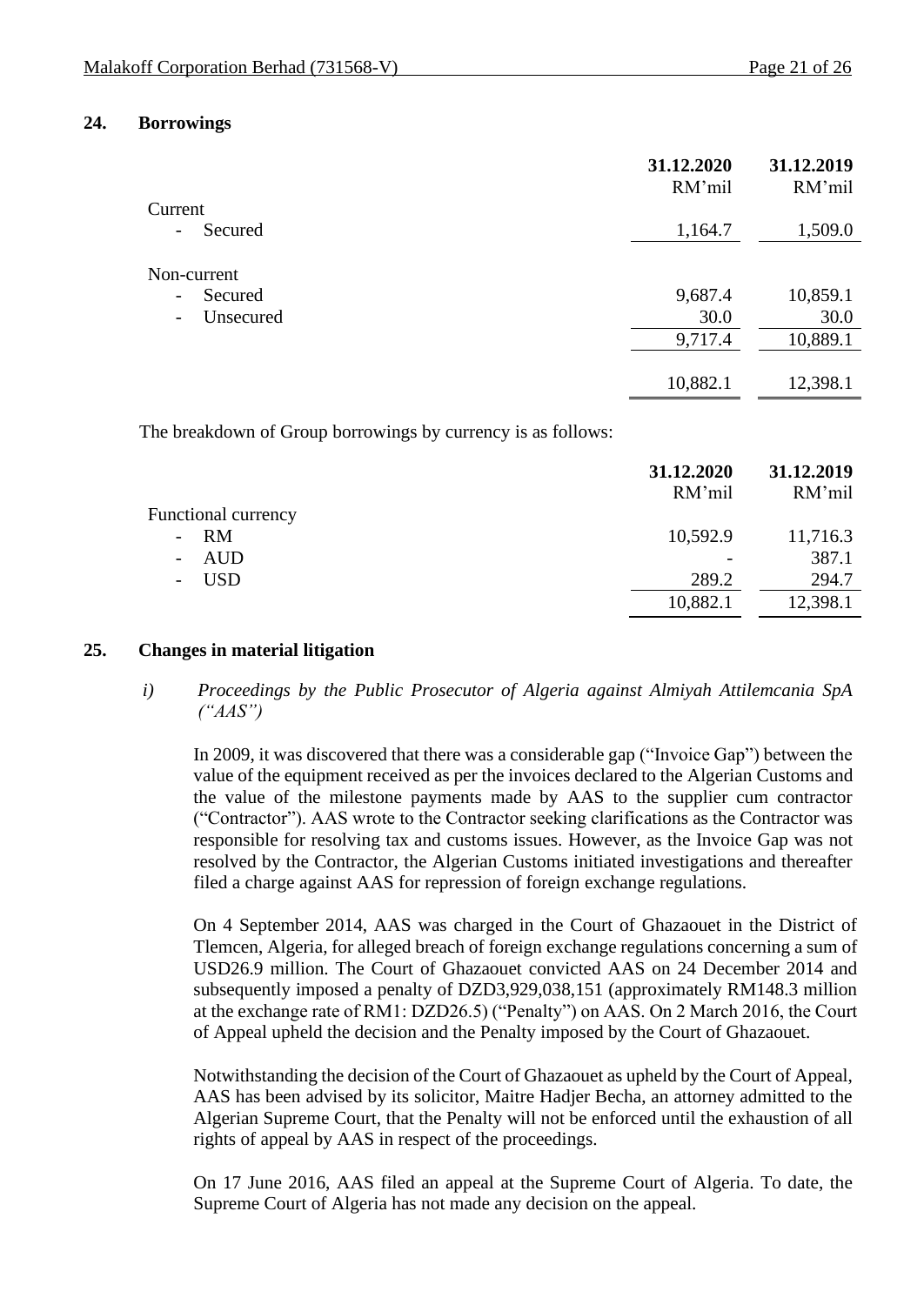## 24. Borrowings

| | 31.12.2020 | 31.12.2019 |
|---|---|---|
| | RM'mil | RM'mil |
| Current | | |
| - Secured | 1,164.7 | 1,509.0 |
| Non-current | | |
| - Secured | 9,687.4 | 10,859.1 |
| - Unsecured | 30.0 | 30.0 |
| | 9,717.4 | 10,889.1 |
| | 10,882.1 | 12,398.1 |

The breakdown of Group borrowings by currency is as follows:

| | 31.12.2020 | 31.12.2019 |
|---|---|---|
| | RM'mil | RM'mil |
| Functional currency | | |
| - RM | 10,592.9 | 11,716.3 |
| - AUD | - | 387.1 |
| - USD | 289.2 | 294.7 |
| | 10,882.1 | 12,398.1 |

## 25. Changes in material litigation

*i) Proceedings by the Public Prosecutor of Algeria against Almiyah Attilemcania SpA ("AAS")*

In 2009, it was discovered that there was a considerable gap ("Invoice Gap") between the value of the equipment received as per the invoices declared to the Algerian Customs and the value of the milestone payments made by AAS to the supplier cum contractor ("Contractor"). AAS wrote to the Contractor seeking clarifications as the Contractor was responsible for resolving tax and customs issues. However, as the Invoice Gap was not resolved by the Contractor, the Algerian Customs initiated investigations and thereafter filed a charge against AAS for repression of foreign exchange regulations.

On 4 September 2014, AAS was charged in the Court of Ghazaouet in the District of Tlemcen, Algeria, for alleged breach of foreign exchange regulations concerning a sum of USD26.9 million. The Court of Ghazaouet convicted AAS on 24 December 2014 and subsequently imposed a penalty of DZD3,929,038,151 (approximately RM148.3 million at the exchange rate of RM1: DZD26.5) ("Penalty") on AAS. On 2 March 2016, the Court of Appeal upheld the decision and the Penalty imposed by the Court of Ghazaouet.

Notwithstanding the decision of the Court of Ghazaouet as upheld by the Court of Appeal, AAS has been advised by its solicitor, Maitre Hadjer Becha, an attorney admitted to the Algerian Supreme Court, that the Penalty will not be enforced until the exhaustion of all rights of appeal by AAS in respect of the proceedings.

On 17 June 2016, AAS filed an appeal at the Supreme Court of Algeria. To date, the Supreme Court of Algeria has not made any decision on the appeal.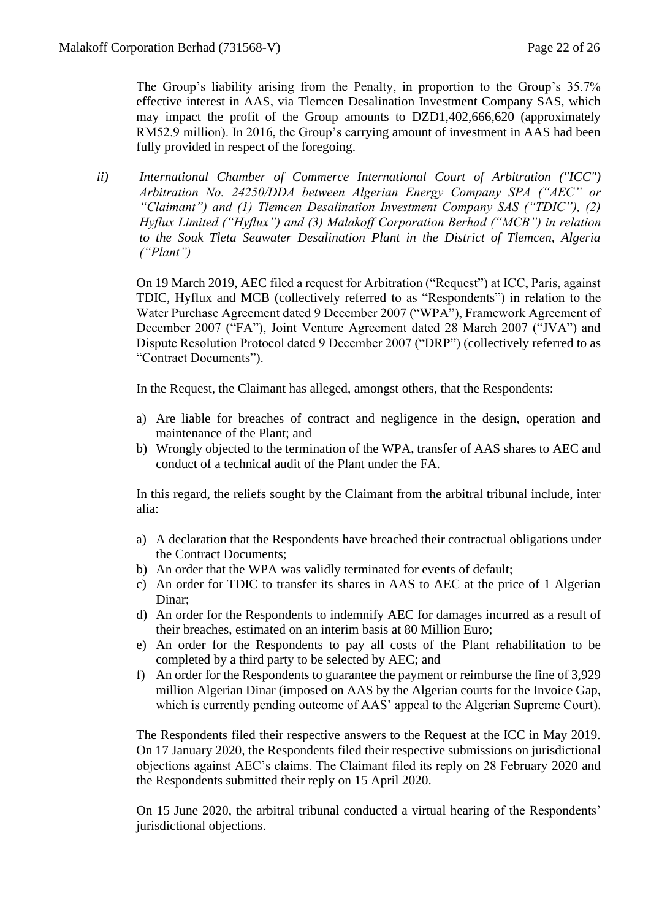The Group's liability arising from the Penalty, in proportion to the Group's 35.7% effective interest in AAS, via Tlemcen Desalination Investment Company SAS, which may impact the profit of the Group amounts to DZD1,402,666,620 (approximately RM52.9 million). In 2016, the Group's carrying amount of investment in AAS had been fully provided in respect of the foregoing.

*ii) International Chamber of Commerce International Court of Arbitration ("ICC") Arbitration No. 24250/DDA between Algerian Energy Company SPA ("AEC" or "Claimant") and (1) Tlemcen Desalination Investment Company SAS ("TDIC"), (2) Hyflux Limited ("Hyflux") and (3) Malakoff Corporation Berhad ("MCB") in relation to the Souk Tleta Seawater Desalination Plant in the District of Tlemcen, Algeria ("Plant")*

On 19 March 2019, AEC filed a request for Arbitration ("Request") at ICC, Paris, against TDIC, Hyflux and MCB (collectively referred to as "Respondents") in relation to the Water Purchase Agreement dated 9 December 2007 ("WPA"), Framework Agreement of December 2007 ("FA"), Joint Venture Agreement dated 28 March 2007 ("JVA") and Dispute Resolution Protocol dated 9 December 2007 ("DRP") (collectively referred to as "Contract Documents").

In the Request, the Claimant has alleged, amongst others, that the Respondents:

a) Are liable for breaches of contract and negligence in the design, operation and maintenance of the Plant; and
b) Wrongly objected to the termination of the WPA, transfer of AAS shares to AEC and conduct of a technical audit of the Plant under the FA.

In this regard, the reliefs sought by the Claimant from the arbitral tribunal include, inter alia:

a) A declaration that the Respondents have breached their contractual obligations under the Contract Documents;
b) An order that the WPA was validly terminated for events of default;
c) An order for TDIC to transfer its shares in AAS to AEC at the price of 1 Algerian Dinar;
d) An order for the Respondents to indemnify AEC for damages incurred as a result of their breaches, estimated on an interim basis at 80 Million Euro;
e) An order for the Respondents to pay all costs of the Plant rehabilitation to be completed by a third party to be selected by AEC; and
f) An order for the Respondents to guarantee the payment or reimburse the fine of 3,929 million Algerian Dinar (imposed on AAS by the Algerian courts for the Invoice Gap, which is currently pending outcome of AAS' appeal to the Algerian Supreme Court).

The Respondents filed their respective answers to the Request at the ICC in May 2019. On 17 January 2020, the Respondents filed their respective submissions on jurisdictional objections against AEC's claims. The Claimant filed its reply on 28 February 2020 and the Respondents submitted their reply on 15 April 2020.

On 15 June 2020, the arbitral tribunal conducted a virtual hearing of the Respondents' jurisdictional objections.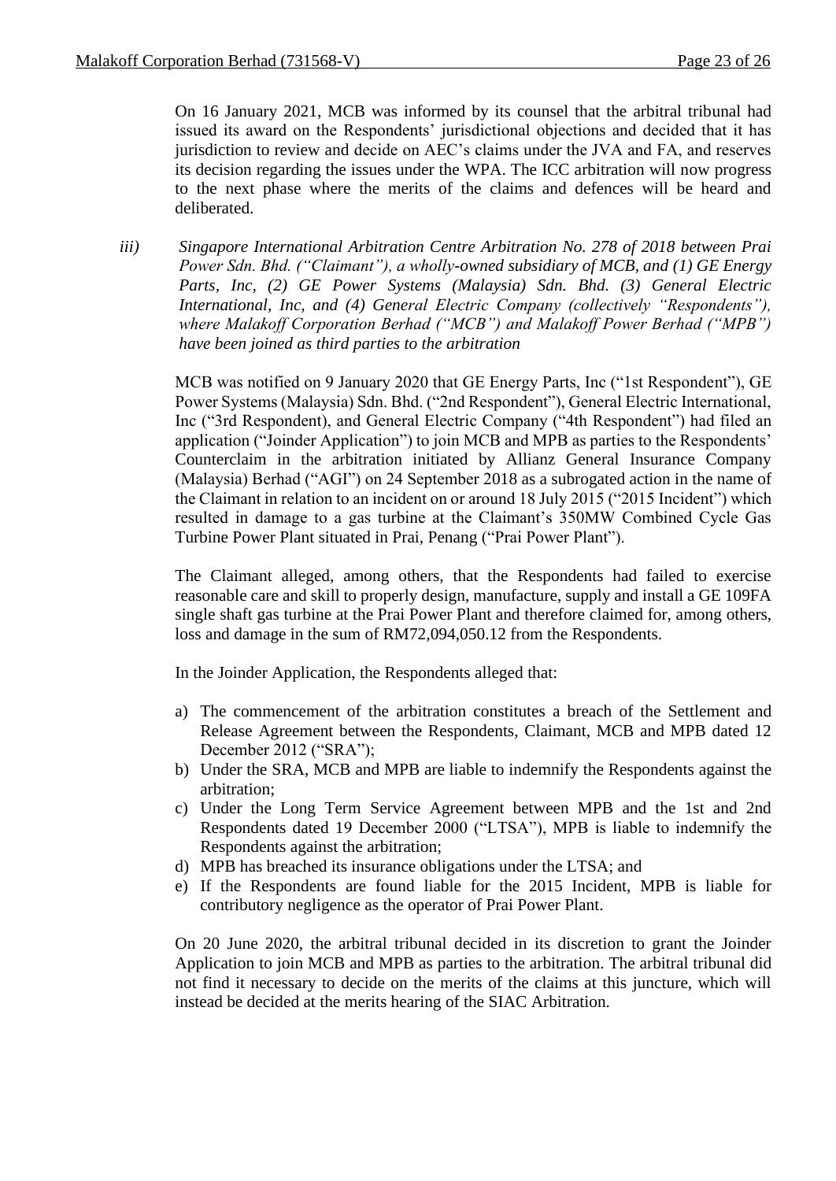On 16 January 2021, MCB was informed by its counsel that the arbitral tribunal had issued its award on the Respondents' jurisdictional objections and decided that it has jurisdiction to review and decide on AEC's claims under the JVA and FA, and reserves its decision regarding the issues under the WPA. The ICC arbitration will now progress to the next phase where the merits of the claims and defences will be heard and deliberated.

iii) *Singapore International Arbitration Centre Arbitration No. 278 of 2018 between Prai Power Sdn. Bhd. ("Claimant"), a wholly-owned subsidiary of MCB, and (1) GE Energy Parts, Inc, (2) GE Power Systems (Malaysia) Sdn. Bhd. (3) General Electric International, Inc, and (4) General Electric Company (collectively "Respondents"), where Malakoff Corporation Berhad ("MCB") and Malakoff Power Berhad ("MPB") have been joined as third parties to the arbitration*

MCB was notified on 9 January 2020 that GE Energy Parts, Inc ("1st Respondent"), GE Power Systems (Malaysia) Sdn. Bhd. ("2nd Respondent"), General Electric International, Inc ("3rd Respondent), and General Electric Company ("4th Respondent") had filed an application ("Joinder Application") to join MCB and MPB as parties to the Respondents' Counterclaim in the arbitration initiated by Allianz General Insurance Company (Malaysia) Berhad ("AGI") on 24 September 2018 as a subrogated action in the name of the Claimant in relation to an incident on or around 18 July 2015 ("2015 Incident") which resulted in damage to a gas turbine at the Claimant's 350MW Combined Cycle Gas Turbine Power Plant situated in Prai, Penang ("Prai Power Plant").

The Claimant alleged, among others, that the Respondents had failed to exercise reasonable care and skill to properly design, manufacture, supply and install a GE 109FA single shaft gas turbine at the Prai Power Plant and therefore claimed for, among others, loss and damage in the sum of RM72,094,050.12 from the Respondents.

In the Joinder Application, the Respondents alleged that:

a) The commencement of the arbitration constitutes a breach of the Settlement and Release Agreement between the Respondents, Claimant, MCB and MPB dated 12 December 2012 ("SRA");
b) Under the SRA, MCB and MPB are liable to indemnify the Respondents against the arbitration;
c) Under the Long Term Service Agreement between MPB and the 1st and 2nd Respondents dated 19 December 2000 ("LTSA"), MPB is liable to indemnify the Respondents against the arbitration;
d) MPB has breached its insurance obligations under the LTSA; and
e) If the Respondents are found liable for the 2015 Incident, MPB is liable for contributory negligence as the operator of Prai Power Plant.

On 20 June 2020, the arbitral tribunal decided in its discretion to grant the Joinder Application to join MCB and MPB as parties to the arbitration. The arbitral tribunal did not find it necessary to decide on the merits of the claims at this juncture, which will instead be decided at the merits hearing of the SIAC Arbitration.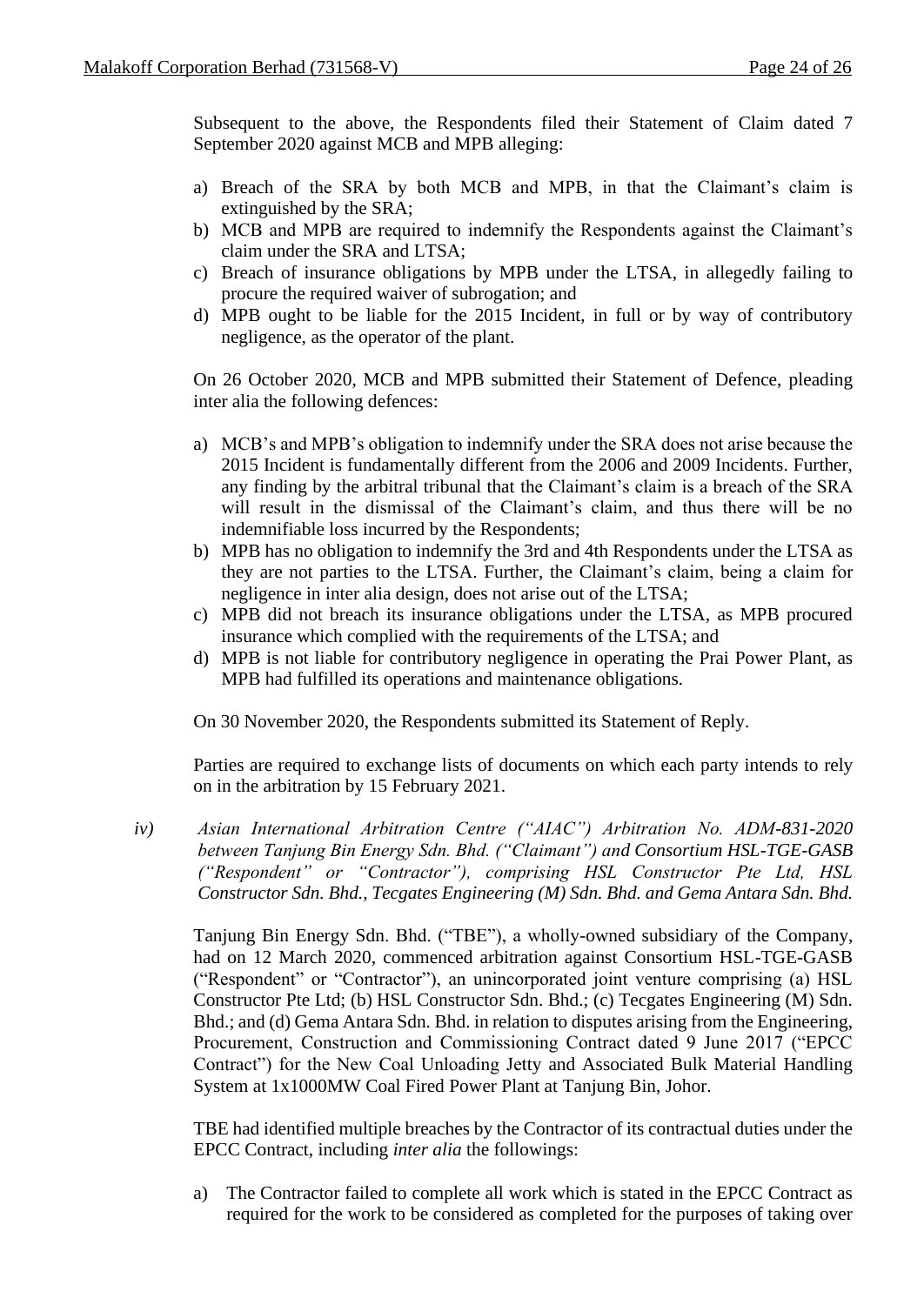Subsequent to the above, the Respondents filed their Statement of Claim dated 7 September 2020 against MCB and MPB alleging:

a) Breach of the SRA by both MCB and MPB, in that the Claimant's claim is extinguished by the SRA;
b) MCB and MPB are required to indemnify the Respondents against the Claimant's claim under the SRA and LTSA;
c) Breach of insurance obligations by MPB under the LTSA, in allegedly failing to procure the required waiver of subrogation; and
d) MPB ought to be liable for the 2015 Incident, in full or by way of contributory negligence, as the operator of the plant.

On 26 October 2020, MCB and MPB submitted their Statement of Defence, pleading inter alia the following defences:

a) MCB's and MPB's obligation to indemnify under the SRA does not arise because the 2015 Incident is fundamentally different from the 2006 and 2009 Incidents. Further, any finding by the arbitral tribunal that the Claimant's claim is a breach of the SRA will result in the dismissal of the Claimant's claim, and thus there will be no indemnifiable loss incurred by the Respondents;
b) MPB has no obligation to indemnify the 3rd and 4th Respondents under the LTSA as they are not parties to the LTSA. Further, the Claimant's claim, being a claim for negligence in inter alia design, does not arise out of the LTSA;
c) MPB did not breach its insurance obligations under the LTSA, as MPB procured insurance which complied with the requirements of the LTSA; and
d) MPB is not liable for contributory negligence in operating the Prai Power Plant, as MPB had fulfilled its operations and maintenance obligations.

On 30 November 2020, the Respondents submitted its Statement of Reply.

Parties are required to exchange lists of documents on which each party intends to rely on in the arbitration by 15 February 2021.

*iv) Asian International Arbitration Centre ("AIAC") Arbitration No. ADM-831-2020 between Tanjung Bin Energy Sdn. Bhd. ("Claimant") and Consortium HSL-TGE-GASB ("Respondent" or "Contractor"), comprising HSL Constructor Pte Ltd, HSL Constructor Sdn. Bhd., Tecgates Engineering (M) Sdn. Bhd. and Gema Antara Sdn. Bhd.*

Tanjung Bin Energy Sdn. Bhd. ("TBE"), a wholly-owned subsidiary of the Company, had on 12 March 2020, commenced arbitration against Consortium HSL-TGE-GASB ("Respondent" or "Contractor"), an unincorporated joint venture comprising (a) HSL Constructor Pte Ltd; (b) HSL Constructor Sdn. Bhd.; (c) Tecgates Engineering (M) Sdn. Bhd.; and (d) Gema Antara Sdn. Bhd. in relation to disputes arising from the Engineering, Procurement, Construction and Commissioning Contract dated 9 June 2017 ("EPCC Contract") for the New Coal Unloading Jetty and Associated Bulk Material Handling System at 1x1000MW Coal Fired Power Plant at Tanjung Bin, Johor.

TBE had identified multiple breaches by the Contractor of its contractual duties under the EPCC Contract, including *inter alia* the followings:

a) The Contractor failed to complete all work which is stated in the EPCC Contract as required for the work to be considered as completed for the purposes of taking over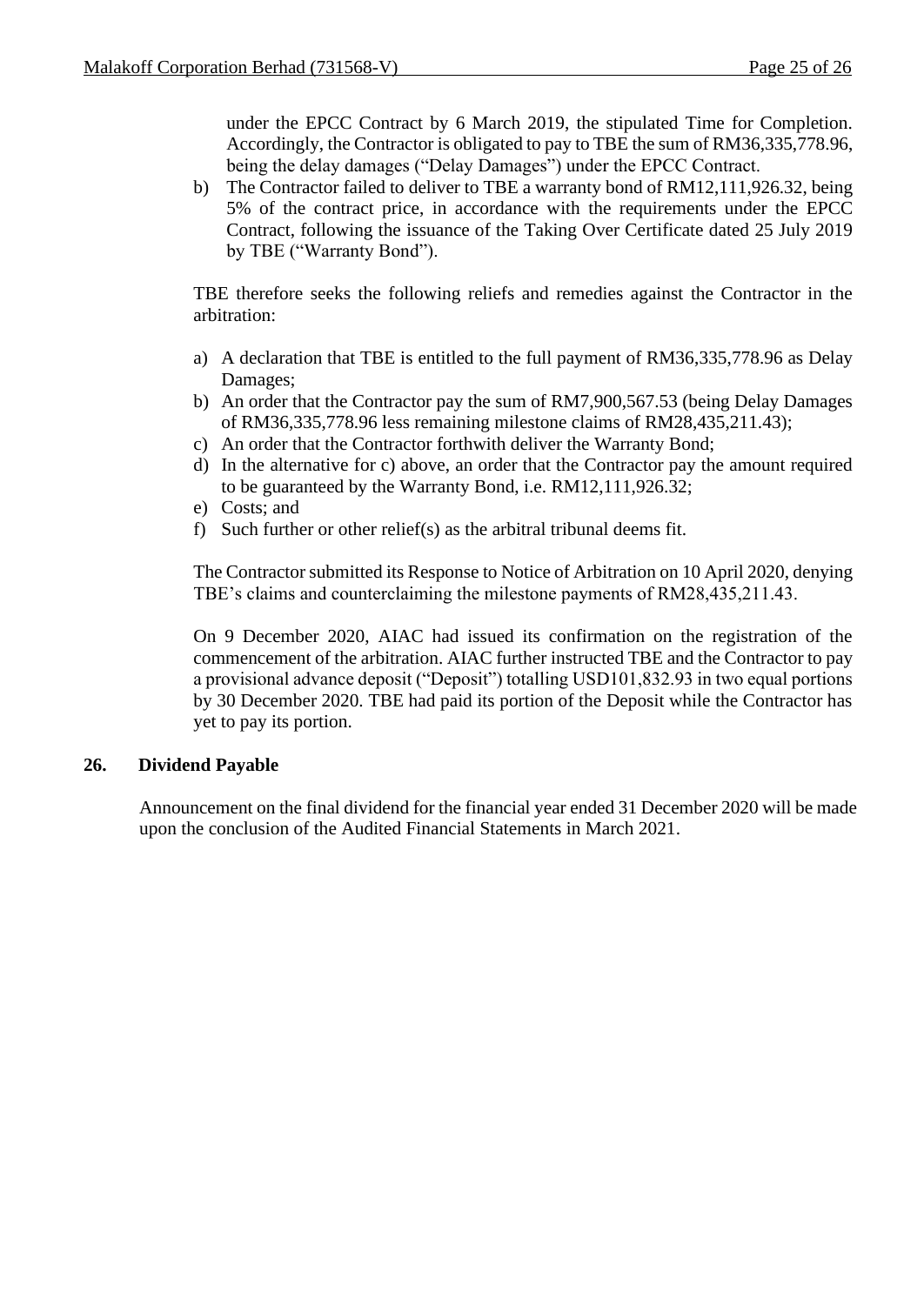under the EPCC Contract by 6 March 2019, the stipulated Time for Completion. Accordingly, the Contractor is obligated to pay to TBE the sum of RM36,335,778.96, being the delay damages ("Delay Damages") under the EPCC Contract.

b) The Contractor failed to deliver to TBE a warranty bond of RM12,111,926.32, being 5% of the contract price, in accordance with the requirements under the EPCC Contract, following the issuance of the Taking Over Certificate dated 25 July 2019 by TBE ("Warranty Bond").

TBE therefore seeks the following reliefs and remedies against the Contractor in the arbitration:

a) A declaration that TBE is entitled to the full payment of RM36,335,778.96 as Delay Damages;
b) An order that the Contractor pay the sum of RM7,900,567.53 (being Delay Damages of RM36,335,778.96 less remaining milestone claims of RM28,435,211.43);
c) An order that the Contractor forthwith deliver the Warranty Bond;
d) In the alternative for c) above, an order that the Contractor pay the amount required to be guaranteed by the Warranty Bond, i.e. RM12,111,926.32;
e) Costs; and
f) Such further or other relief(s) as the arbitral tribunal deems fit.

The Contractor submitted its Response to Notice of Arbitration on 10 April 2020, denying TBE's claims and counterclaiming the milestone payments of RM28,435,211.43.

On 9 December 2020, AIAC had issued its confirmation on the registration of the commencement of the arbitration. AIAC further instructed TBE and the Contractor to pay a provisional advance deposit ("Deposit") totalling USD101,832.93 in two equal portions by 30 December 2020. TBE had paid its portion of the Deposit while the Contractor has yet to pay its portion.

## 26. Dividend Payable

Announcement on the final dividend for the financial year ended 31 December 2020 will be made upon the conclusion of the Audited Financial Statements in March 2021.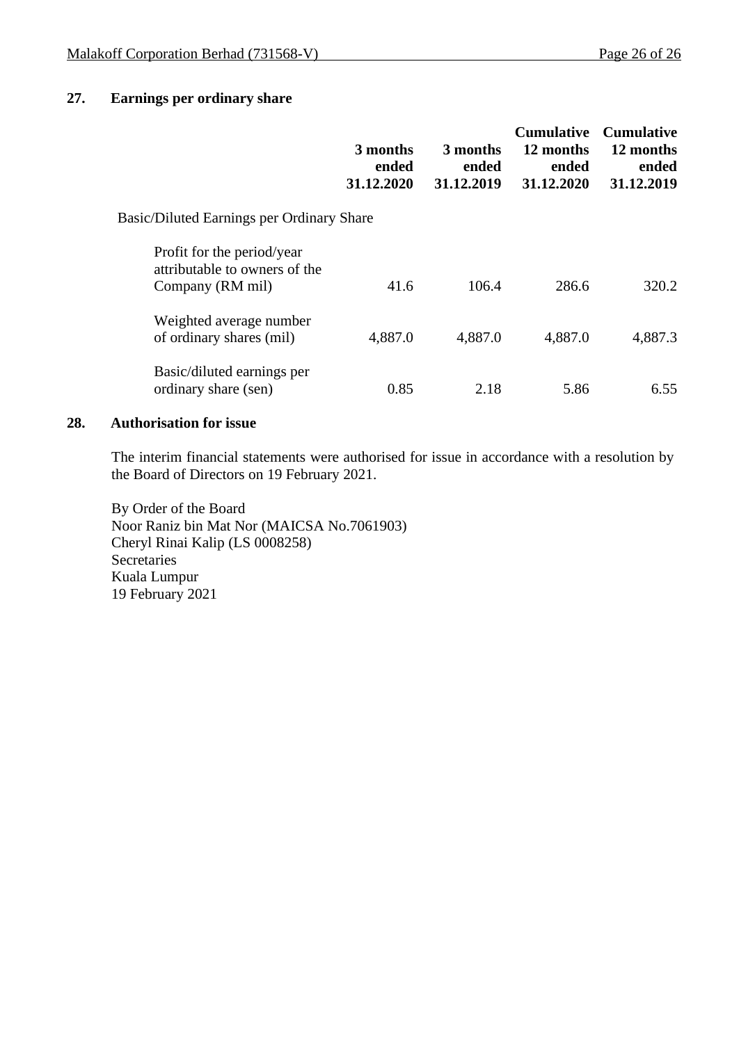## 27. Earnings per ordinary share

| | 3 months ended 31.12.2020 | 3 months ended 31.12.2019 | Cumulative 12 months ended 31.12.2020 | Cumulative 12 months ended 31.12.2019 |
|---|---|---|---|---|
| Basic/Diluted Earnings per Ordinary Share | | | | |
| Profit for the period/year attributable to owners of the Company (RM mil) | 41.6 | 106.4 | 286.6 | 320.2 |
| Weighted average number of ordinary shares (mil) | 4,887.0 | 4,887.0 | 4,887.0 | 4,887.3 |
| Basic/diluted earnings per ordinary share (sen) | 0.85 | 2.18 | 5.86 | 6.55 |

## 28. Authorisation for issue

The interim financial statements were authorised for issue in accordance with a resolution by the Board of Directors on 19 February 2021.

By Order of the Board
Noor Raniz bin Mat Nor (MAICSA No.7061903)
Cheryl Rinai Kalip (LS 0008258)
Secretaries
Kuala Lumpur
19 February 2021